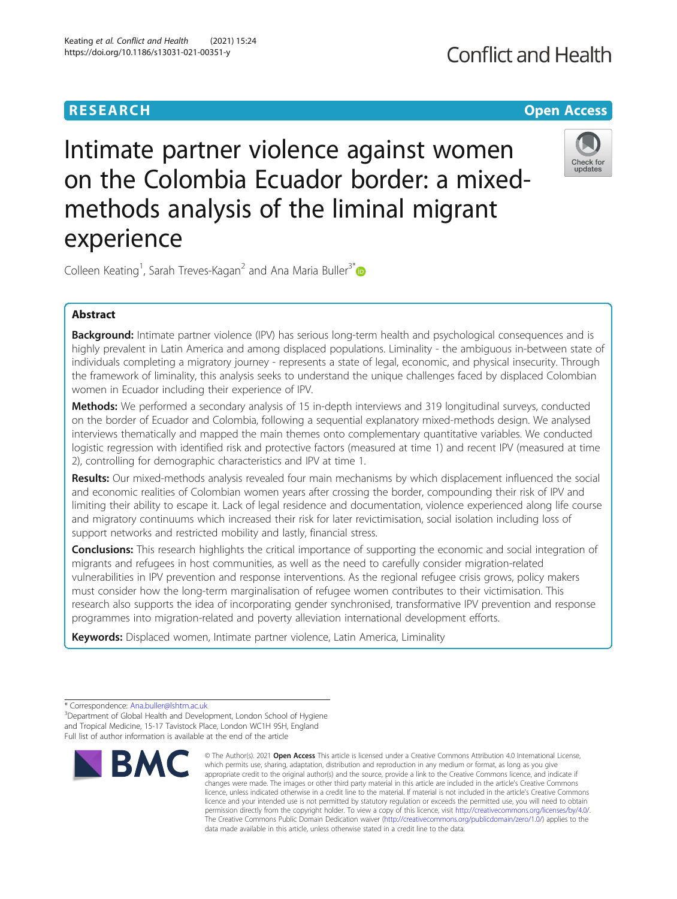RESEARCH

Open Access

# Intimate partner violence against women on the Colombia Ecuador border: a mixed-methods analysis of the liminal migrant experience

Colleen Keating[1], Sarah Treves-Kagan[2] and Ana Maria Buller[3*]

## Abstract

**Background:** Intimate partner violence (IPV) has serious long-term health and psychological consequences and is highly prevalent in Latin America and among displaced populations. Liminality - the ambiguous in-between state of individuals completing a migratory journey - represents a state of legal, economic, and physical insecurity. Through the framework of liminality, this analysis seeks to understand the unique challenges faced by displaced Colombian women in Ecuador including their experience of IPV.

**Methods:** We performed a secondary analysis of 15 in-depth interviews and 319 longitudinal surveys, conducted on the border of Ecuador and Colombia, following a sequential explanatory mixed-methods design. We analysed interviews thematically and mapped the main themes onto complementary quantitative variables. We conducted logistic regression with identified risk and protective factors (measured at time 1) and recent IPV (measured at time 2), controlling for demographic characteristics and IPV at time 1.

**Results:** Our mixed-methods analysis revealed four main mechanisms by which displacement influenced the social and economic realities of Colombian women years after crossing the border, compounding their risk of IPV and limiting their ability to escape it. Lack of legal residence and documentation, violence experienced along life course and migratory continuums which increased their risk for later revictimisation, social isolation including loss of support networks and restricted mobility and lastly, financial stress.

**Conclusions:** This research highlights the critical importance of supporting the economic and social integration of migrants and refugees in host communities, as well as the need to carefully consider migration-related vulnerabilities in IPV prevention and response interventions. As the regional refugee crisis grows, policy makers must consider how the long-term marginalisation of refugee women contributes to their victimisation. This research also supports the idea of incorporating gender synchronised, transformative IPV prevention and response programmes into migration-related and poverty alleviation international development efforts.

**Keywords:** Displaced women, Intimate partner violence, Latin America, Liminality

\* Correspondence: Ana.buller@lshtm.ac.uk

[3]Department of Global Health and Development, London School of Hygiene and Tropical Medicine, 15-17 Tavistock Place, London WC1H 9SH, England

Full list of author information is available at the end of the article

© The Author(s). 2021 **Open Access** This article is licensed under a Creative Commons Attribution 4.0 International License, which permits use, sharing, adaptation, distribution and reproduction in any medium or format, as long as you give appropriate credit to the original author(s) and the source, provide a link to the Creative Commons licence, and indicate if changes were made. The images or other third party material in this article are included in the article's Creative Commons licence, unless indicated otherwise in a credit line to the material. If material is not included in the article's Creative Commons licence and your intended use is not permitted by statutory regulation or exceeds the permitted use, you will need to obtain permission directly from the copyright holder. To view a copy of this licence, visit http://creativecommons.org/licenses/by/4.0/. The Creative Commons Public Domain Dedication waiver (http://creativecommons.org/publicdomain/zero/1.0/) applies to the data made available in this article, unless otherwise stated in a credit line to the data.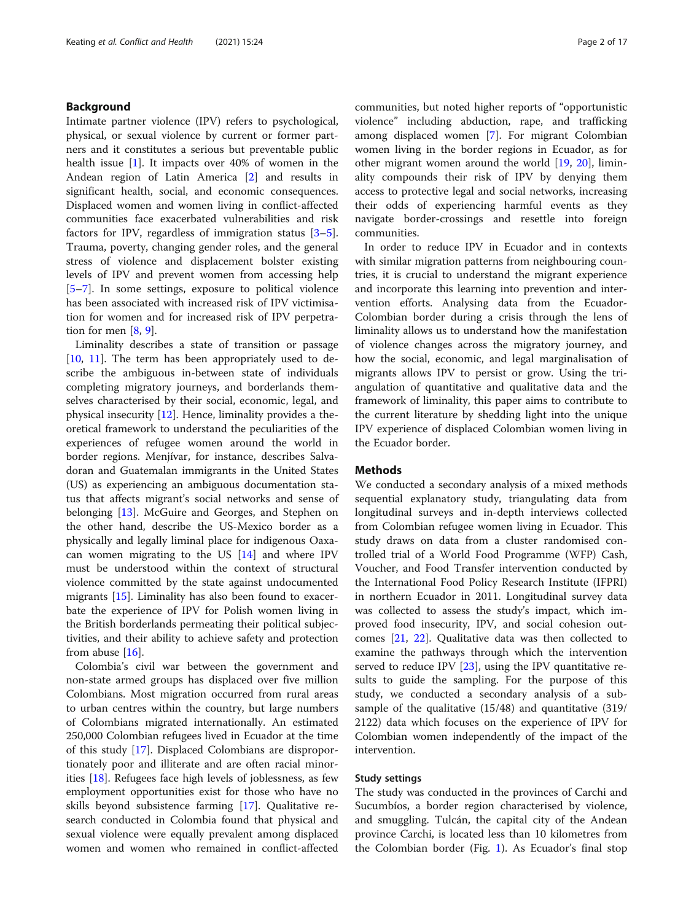## Background

Intimate partner violence (IPV) refers to psychological, physical, or sexual violence by current or former partners and it constitutes a serious but preventable public health issue [1]. It impacts over 40% of women in the Andean region of Latin America [2] and results in significant health, social, and economic consequences. Displaced women and women living in conflict-affected communities face exacerbated vulnerabilities and risk factors for IPV, regardless of immigration status [3–5]. Trauma, poverty, changing gender roles, and the general stress of violence and displacement bolster existing levels of IPV and prevent women from accessing help [5–7]. In some settings, exposure to political violence has been associated with increased risk of IPV victimisation for women and for increased risk of IPV perpetration for men [8, 9].

Liminality describes a state of transition or passage [10, 11]. The term has been appropriately used to describe the ambiguous in-between state of individuals completing migratory journeys, and borderlands themselves characterised by their social, economic, legal, and physical insecurity [12]. Hence, liminality provides a theoretical framework to understand the peculiarities of the experiences of refugee women around the world in border regions. Menjívar, for instance, describes Salvadoran and Guatemalan immigrants in the United States (US) as experiencing an ambiguous documentation status that affects migrant's social networks and sense of belonging [13]. McGuire and Georges, and Stephen on the other hand, describe the US-Mexico border as a physically and legally liminal place for indigenous Oaxacan women migrating to the US [14] and where IPV must be understood within the context of structural violence committed by the state against undocumented migrants [15]. Liminality has also been found to exacerbate the experience of IPV for Polish women living in the British borderlands permeating their political subjectivities, and their ability to achieve safety and protection from abuse [16].

Colombia's civil war between the government and non-state armed groups has displaced over five million Colombians. Most migration occurred from rural areas to urban centres within the country, but large numbers of Colombians migrated internationally. An estimated 250,000 Colombian refugees lived in Ecuador at the time of this study [17]. Displaced Colombians are disproportionately poor and illiterate and are often racial minorities [18]. Refugees face high levels of joblessness, as few employment opportunities exist for those who have no skills beyond subsistence farming [17]. Qualitative research conducted in Colombia found that physical and sexual violence were equally prevalent among displaced women and women who remained in conflict-affected communities, but noted higher reports of "opportunistic violence" including abduction, rape, and trafficking among displaced women [7]. For migrant Colombian women living in the border regions in Ecuador, as for other migrant women around the world [19, 20], liminality compounds their risk of IPV by denying them access to protective legal and social networks, increasing their odds of experiencing harmful events as they navigate border-crossings and resettle into foreign communities.

In order to reduce IPV in Ecuador and in contexts with similar migration patterns from neighbouring countries, it is crucial to understand the migrant experience and incorporate this learning into prevention and intervention efforts. Analysing data from the Ecuador-Colombian border during a crisis through the lens of liminality allows us to understand how the manifestation of violence changes across the migratory journey, and how the social, economic, and legal marginalisation of migrants allows IPV to persist or grow. Using the triangulation of quantitative and qualitative data and the framework of liminality, this paper aims to contribute to the current literature by shedding light into the unique IPV experience of displaced Colombian women living in the Ecuador border.

## Methods

We conducted a secondary analysis of a mixed methods sequential explanatory study, triangulating data from longitudinal surveys and in-depth interviews collected from Colombian refugee women living in Ecuador. This study draws on data from a cluster randomised controlled trial of a World Food Programme (WFP) Cash, Voucher, and Food Transfer intervention conducted by the International Food Policy Research Institute (IFPRI) in northern Ecuador in 2011. Longitudinal survey data was collected to assess the study's impact, which improved food insecurity, IPV, and social cohesion outcomes [21, 22]. Qualitative data was then collected to examine the pathways through which the intervention served to reduce IPV [23], using the IPV quantitative results to guide the sampling. For the purpose of this study, we conducted a secondary analysis of a subsample of the qualitative (15/48) and quantitative (319/2122) data which focuses on the experience of IPV for Colombian women independently of the impact of the intervention.

### Study settings

The study was conducted in the provinces of Carchi and Sucumbíos, a border region characterised by violence, and smuggling. Tulcán, the capital city of the Andean province Carchi, is located less than 10 kilometres from the Colombian border (Fig. 1). As Ecuador's final stop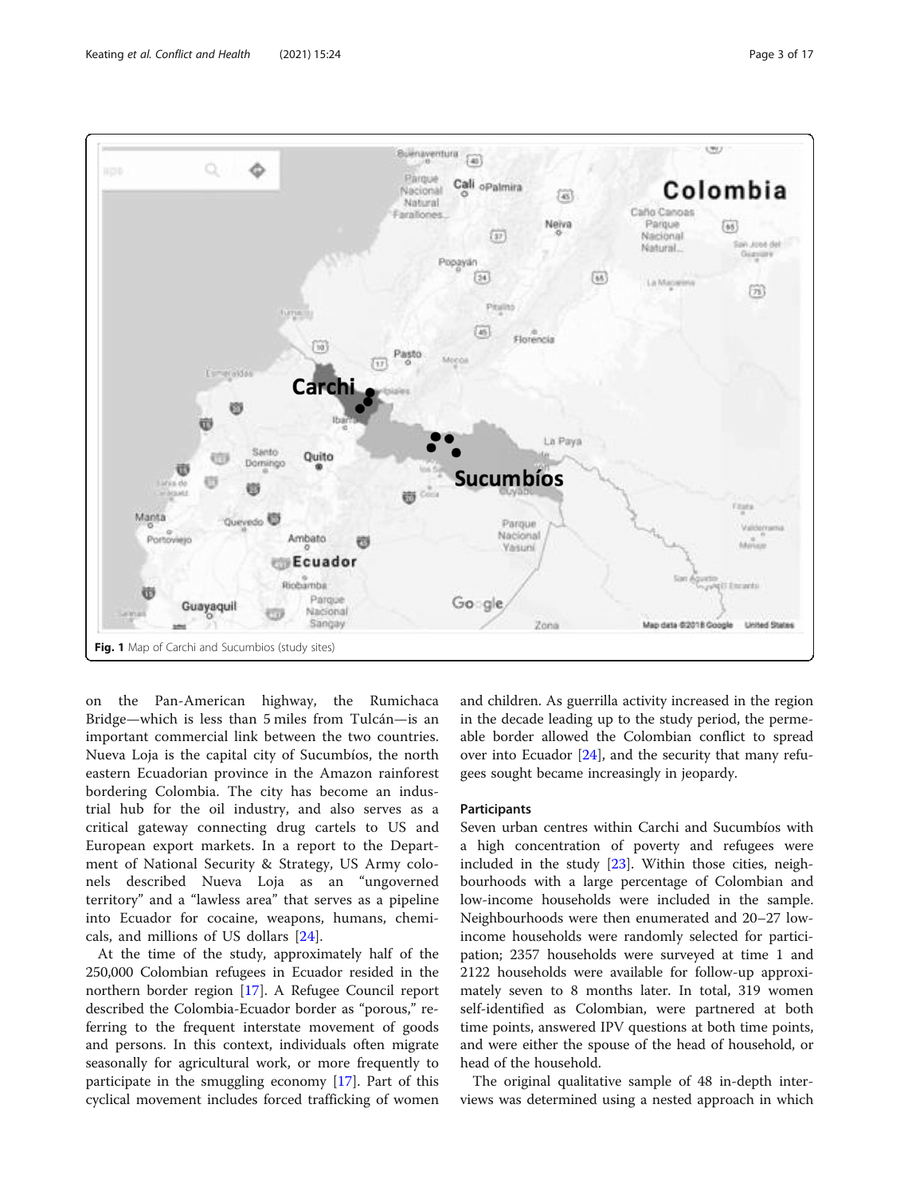Fig. 1 Map of Carchi and Sucumbíos (study sites)

on the Pan-American highway, the Rumichaca Bridge—which is less than 5 miles from Tulcán—is an important commercial link between the two countries. Nueva Loja is the capital city of Sucumbíos, the north eastern Ecuadorian province in the Amazon rainforest bordering Colombia. The city has become an industrial hub for the oil industry, and also serves as a critical gateway connecting drug cartels to US and European export markets. In a report to the Department of National Security & Strategy, US Army colonels described Nueva Loja as an "ungoverned territory" and a "lawless area" that serves as a pipeline into Ecuador for cocaine, weapons, humans, chemicals, and millions of US dollars [24].

At the time of the study, approximately half of the 250,000 Colombian refugees in Ecuador resided in the northern border region [17]. A Refugee Council report described the Colombia-Ecuador border as "porous," referring to the frequent interstate movement of goods and persons. In this context, individuals often migrate seasonally for agricultural work, or more frequently to participate in the smuggling economy [17]. Part of this cyclical movement includes forced trafficking of women and children. As guerrilla activity increased in the region in the decade leading up to the study period, the permeable border allowed the Colombian conflict to spread over into Ecuador [24], and the security that many refugees sought became increasingly in jeopardy.

### Participants

Seven urban centres within Carchi and Sucumbíos with a high concentration of poverty and refugees were included in the study [23]. Within those cities, neighbourhoods with a large percentage of Colombian and low-income households were included in the sample. Neighbourhoods were then enumerated and 20–27 low-income households were randomly selected for participation; 2357 households were surveyed at time 1 and 2122 households were available for follow-up approximately seven to 8 months later. In total, 319 women self-identified as Colombian, were partnered at both time points, answered IPV questions at both time points, and were either the spouse of the head of household, or head of the household.

The original qualitative sample of 48 in-depth interviews was determined using a nested approach in which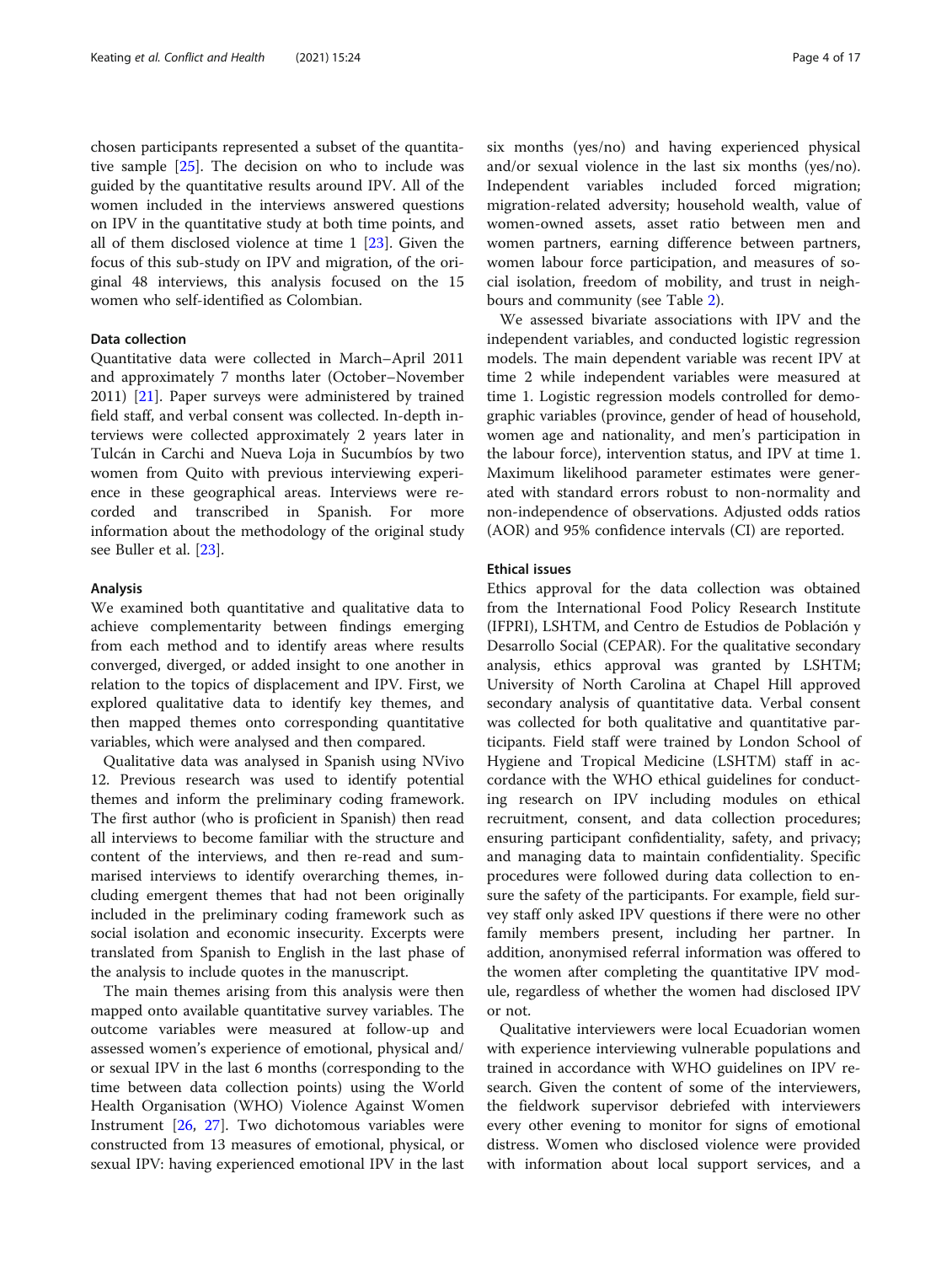chosen participants represented a subset of the quantitative sample [25]. The decision on who to include was guided by the quantitative results around IPV. All of the women included in the interviews answered questions on IPV in the quantitative study at both time points, and all of them disclosed violence at time 1 [23]. Given the focus of this sub-study on IPV and migration, of the original 48 interviews, this analysis focused on the 15 women who self-identified as Colombian.

### Data collection

Quantitative data were collected in March–April 2011 and approximately 7 months later (October–November 2011) [21]. Paper surveys were administered by trained field staff, and verbal consent was collected. In-depth interviews were collected approximately 2 years later in Tulcán in Carchi and Nueva Loja in Sucumbíos by two women from Quito with previous interviewing experience in these geographical areas. Interviews were recorded and transcribed in Spanish. For more information about the methodology of the original study see Buller et al. [23].

### Analysis

We examined both quantitative and qualitative data to achieve complementarity between findings emerging from each method and to identify areas where results converged, diverged, or added insight to one another in relation to the topics of displacement and IPV. First, we explored qualitative data to identify key themes, and then mapped themes onto corresponding quantitative variables, which were analysed and then compared.

Qualitative data was analysed in Spanish using NVivo 12. Previous research was used to identify potential themes and inform the preliminary coding framework. The first author (who is proficient in Spanish) then read all interviews to become familiar with the structure and content of the interviews, and then re-read and summarised interviews to identify overarching themes, including emergent themes that had not been originally included in the preliminary coding framework such as social isolation and economic insecurity. Excerpts were translated from Spanish to English in the last phase of the analysis to include quotes in the manuscript.

The main themes arising from this analysis were then mapped onto available quantitative survey variables. The outcome variables were measured at follow-up and assessed women's experience of emotional, physical and/or sexual IPV in the last 6 months (corresponding to the time between data collection points) using the World Health Organisation (WHO) Violence Against Women Instrument [26, 27]. Two dichotomous variables were constructed from 13 measures of emotional, physical, or sexual IPV: having experienced emotional IPV in the last six months (yes/no) and having experienced physical and/or sexual violence in the last six months (yes/no). Independent variables included forced migration; migration-related adversity; household wealth, value of women-owned assets, asset ratio between men and women partners, earning difference between partners, women labour force participation, and measures of social isolation, freedom of mobility, and trust in neighbours and community (see Table 2).

We assessed bivariate associations with IPV and the independent variables, and conducted logistic regression models. The main dependent variable was recent IPV at time 2 while independent variables were measured at time 1. Logistic regression models controlled for demographic variables (province, gender of head of household, women age and nationality, and men's participation in the labour force), intervention status, and IPV at time 1. Maximum likelihood parameter estimates were generated with standard errors robust to non-normality and non-independence of observations. Adjusted odds ratios (AOR) and 95% confidence intervals (CI) are reported.

### Ethical issues

Ethics approval for the data collection was obtained from the International Food Policy Research Institute (IFPRI), LSHTM, and Centro de Estudios de Población y Desarrollo Social (CEPAR). For the qualitative secondary analysis, ethics approval was granted by LSHTM; University of North Carolina at Chapel Hill approved secondary analysis of quantitative data. Verbal consent was collected for both qualitative and quantitative participants. Field staff were trained by London School of Hygiene and Tropical Medicine (LSHTM) staff in accordance with the WHO ethical guidelines for conducting research on IPV including modules on ethical recruitment, consent, and data collection procedures; ensuring participant confidentiality, safety, and privacy; and managing data to maintain confidentiality. Specific procedures were followed during data collection to ensure the safety of the participants. For example, field survey staff only asked IPV questions if there were no other family members present, including her partner. In addition, anonymised referral information was offered to the women after completing the quantitative IPV module, regardless of whether the women had disclosed IPV or not.

Qualitative interviewers were local Ecuadorian women with experience interviewing vulnerable populations and trained in accordance with WHO guidelines on IPV research. Given the content of some of the interviewers, the fieldwork supervisor debriefed with interviewers every other evening to monitor for signs of emotional distress. Women who disclosed violence were provided with information about local support services, and a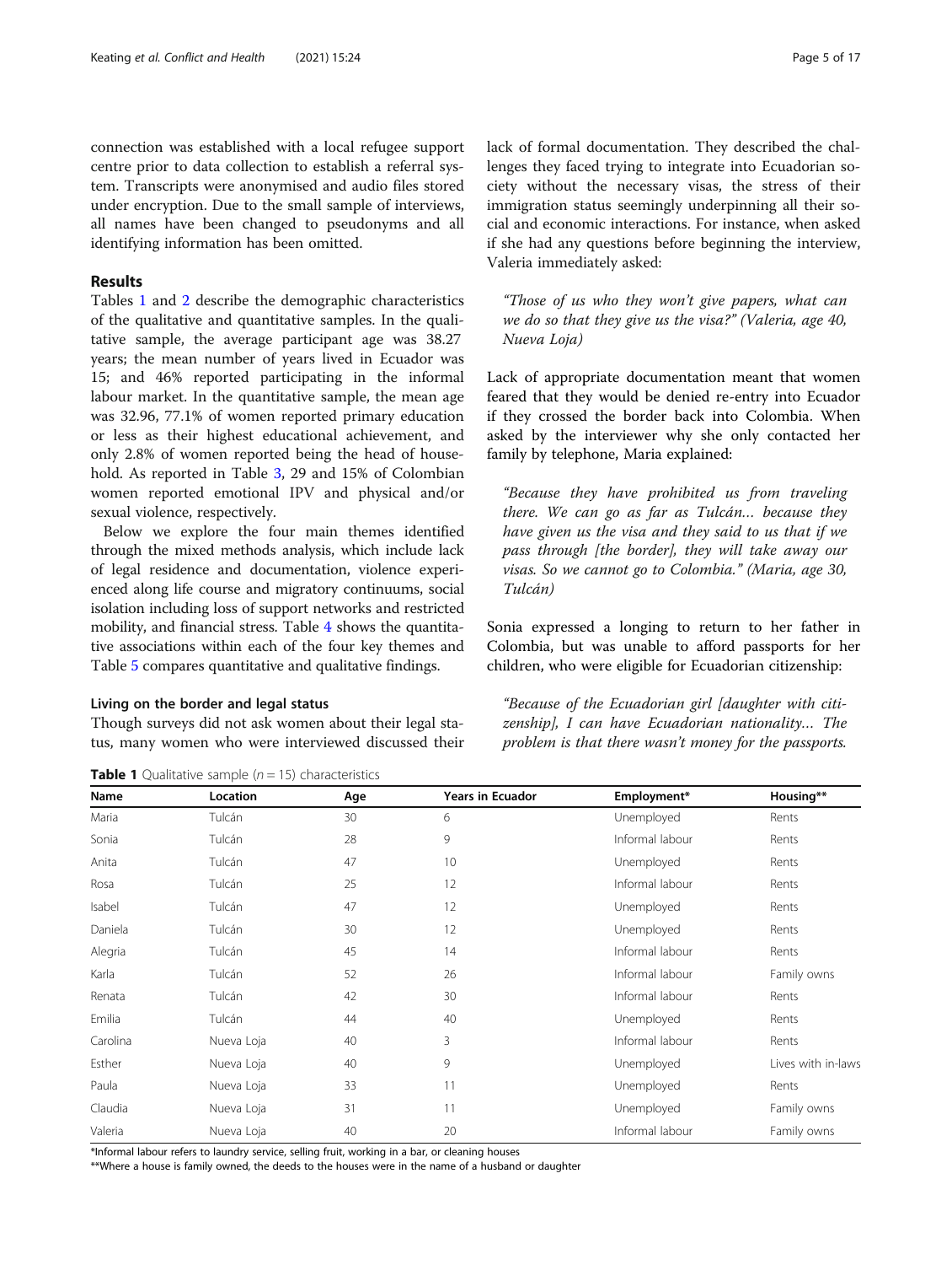connection was established with a local refugee support centre prior to data collection to establish a referral system. Transcripts were anonymised and audio files stored under encryption. Due to the small sample of interviews, all names have been changed to pseudonyms and all identifying information has been omitted.

## Results

Tables 1 and 2 describe the demographic characteristics of the qualitative and quantitative samples. In the qualitative sample, the average participant age was 38.27 years; the mean number of years lived in Ecuador was 15; and 46% reported participating in the informal labour market. In the quantitative sample, the mean age was 32.96, 77.1% of women reported primary education or less as their highest educational achievement, and only 2.8% of women reported being the head of household. As reported in Table 3, 29 and 15% of Colombian women reported emotional IPV and physical and/or sexual violence, respectively.

Below we explore the four main themes identified through the mixed methods analysis, which include lack of legal residence and documentation, violence experienced along life course and migratory continuums, social isolation including loss of support networks and restricted mobility, and financial stress. Table 4 shows the quantitative associations within each of the four key themes and Table 5 compares quantitative and qualitative findings.

### Living on the border and legal status

Though surveys did not ask women about their legal status, many women who were interviewed discussed their lack of formal documentation. They described the challenges they faced trying to integrate into Ecuadorian society without the necessary visas, the stress of their immigration status seemingly underpinning all their social and economic interactions. For instance, when asked if she had any questions before beginning the interview, Valeria immediately asked:

> *"Those of us who they won't give papers, what can we do so that they give us the visa?" (Valeria, age 40, Nueva Loja)*

Lack of appropriate documentation meant that women feared that they would be denied re-entry into Ecuador if they crossed the border back into Colombia. When asked by the interviewer why she only contacted her family by telephone, Maria explained:

> *"Because they have prohibited us from traveling there. We can go as far as Tulcán… because they have given us the visa and they said to us that if we pass through [the border], they will take away our visas. So we cannot go to Colombia." (Maria, age 30, Tulcán)*

Sonia expressed a longing to return to her father in Colombia, but was unable to afford passports for her children, who were eligible for Ecuadorian citizenship:

> *"Because of the Ecuadorian girl [daughter with citizenship], I can have Ecuadorian nationality… The problem is that there wasn't money for the passports.*

**Table 1** Qualitative sample ($n = 15$) characteristics

| Name | Location | Age | Years in Ecuador | Employment* | Housing** |
|---|---|---|---|---|---|
| Maria | Tulcán | 30 | 6 | Unemployed | Rents |
| Sonia | Tulcán | 28 | 9 | Informal labour | Rents |
| Anita | Tulcán | 47 | 10 | Unemployed | Rents |
| Rosa | Tulcán | 25 | 12 | Informal labour | Rents |
| Isabel | Tulcán | 47 | 12 | Unemployed | Rents |
| Daniela | Tulcán | 30 | 12 | Unemployed | Rents |
| Alegria | Tulcán | 45 | 14 | Informal labour | Rents |
| Karla | Tulcán | 52 | 26 | Informal labour | Family owns |
| Renata | Tulcán | 42 | 30 | Informal labour | Rents |
| Emilia | Tulcán | 44 | 40 | Unemployed | Rents |
| Carolina | Nueva Loja | 40 | 3 | Informal labour | Rents |
| Esther | Nueva Loja | 40 | 9 | Unemployed | Lives with in-laws |
| Paula | Nueva Loja | 33 | 11 | Unemployed | Rents |
| Claudia | Nueva Loja | 31 | 11 | Unemployed | Family owns |
| Valeria | Nueva Loja | 40 | 20 | Informal labour | Family owns |

*Informal labour refers to laundry service, selling fruit, working in a bar, or cleaning houses

**Where a house is family owned, the deeds to the houses were in the name of a husband or daughter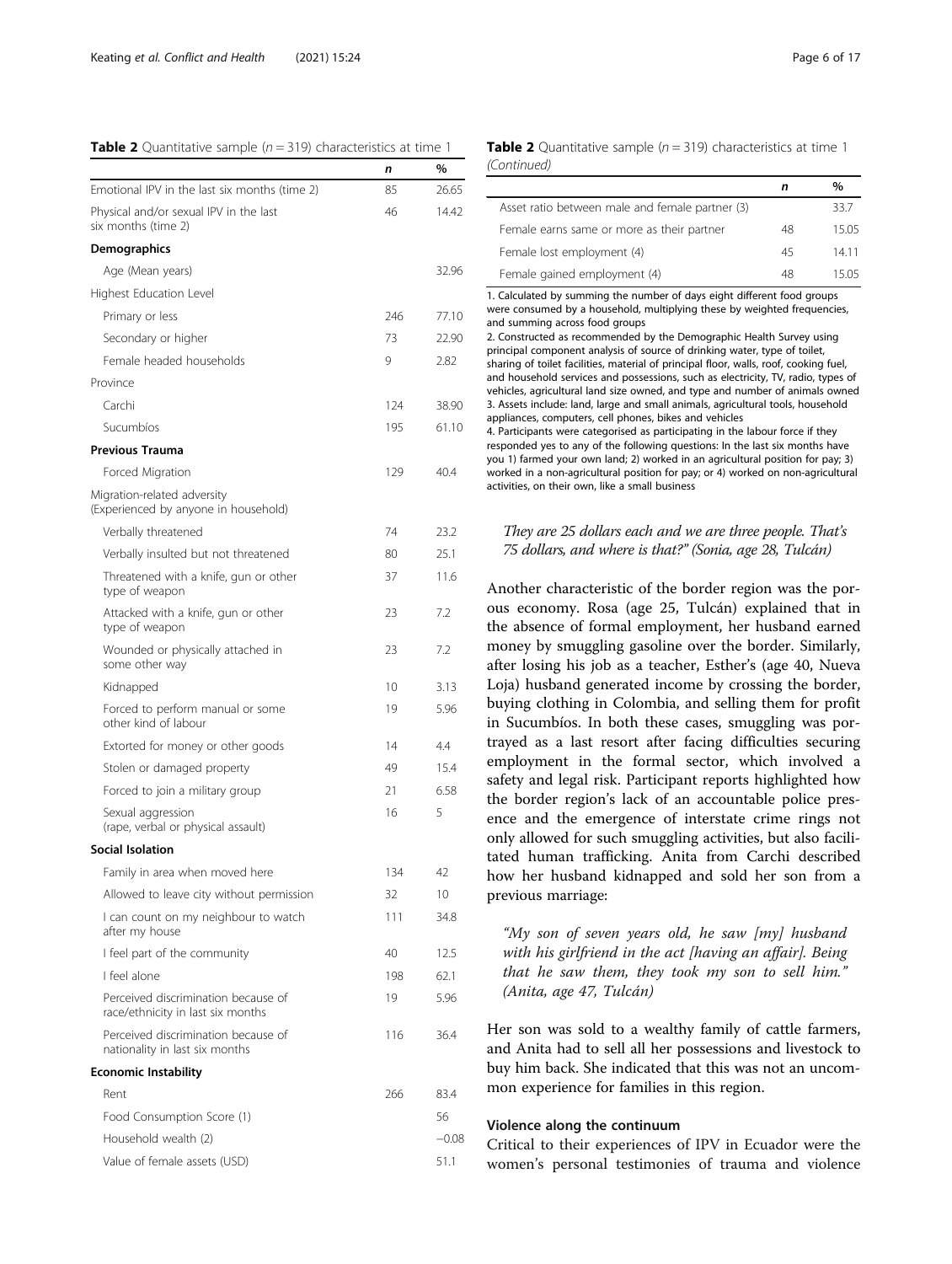**Table 2** Quantitative sample ($n = 319$) characteristics at time 1

| | n | % |
|---|---|---|
| Emotional IPV in the last six months (time 2) | 85 | 26.65 |
| Physical and/or sexual IPV in the last six months (time 2) | 46 | 14.42 |
| **Demographics** | | |
| Age (Mean years) | | 32.96 |
| Highest Education Level | | |
| Primary or less | 246 | 77.10 |
| Secondary or higher | 73 | 22.90 |
| Female headed households | 9 | 2.82 |
| Province | | |
| Carchi | 124 | 38.90 |
| Sucumbíos | 195 | 61.10 |
| **Previous Trauma** | | |
| Forced Migration | 129 | 40.4 |
| Migration-related adversity (Experienced by anyone in household) | | |
| Verbally threatened | 74 | 23.2 |
| Verbally insulted but not threatened | 80 | 25.1 |
| Threatened with a knife, gun or other type of weapon | 37 | 11.6 |
| Attacked with a knife, gun or other type of weapon | 23 | 7.2 |
| Wounded or physically attached in some other way | 23 | 7.2 |
| Kidnapped | 10 | 3.13 |
| Forced to perform manual or some other kind of labour | 19 | 5.96 |
| Extorted for money or other goods | 14 | 4.4 |
| Stolen or damaged property | 49 | 15.4 |
| Forced to join a military group | 21 | 6.58 |
| Sexual aggression (rape, verbal or physical assault) | 16 | 5 |
| **Social Isolation** | | |
| Family in area when moved here | 134 | 42 |
| Allowed to leave city without permission | 32 | 10 |
| I can count on my neighbour to watch after my house | 111 | 34.8 |
| I feel part of the community | 40 | 12.5 |
| I feel alone | 198 | 62.1 |
| Perceived discrimination because of race/ethnicity in last six months | 19 | 5.96 |
| Perceived discrimination because of nationality in last six months | 116 | 36.4 |
| **Economic Instability** | | |
| Rent | 266 | 83.4 |
| Food Consumption Score (1) | | 56 |
| Household wealth (2) | | −0.08 |
| Value of female assets (USD) | | 51.1 |
| Asset ratio between male and female partner (3) | | 33.7 |
| Female earns same or more as their partner | 48 | 15.05 |
| Female lost employment (4) | 45 | 14.11 |
| Female gained employment (4) | 48 | 15.05 |

1. Calculated by summing the number of days eight different food groups were consumed by a household, multiplying these by weighted frequencies, and summing across food groups
2. Constructed as recommended by the Demographic Health Survey using principal component analysis of source of drinking water, type of toilet, sharing of toilet facilities, material of principal floor, walls, roof, cooking fuel, and household services and possessions, such as electricity, TV, radio, types of vehicles, agricultural land size owned, and type and number of animals owned
3. Assets include: land, large and small animals, agricultural tools, household appliances, computers, cell phones, bikes and vehicles
4. Participants were categorised as participating in the labour force if they responded yes to any of the following questions: In the last six months have you 1) farmed your own land; 2) worked in an agricultural position for pay; 3) worked in a non-agricultural position for pay; or 4) worked on non-agricultural activities, on their own, like a small business

> *They are 25 dollars each and we are three people. That's 75 dollars, and where is that?" (Sonia, age 28, Tulcán)*

Another characteristic of the border region was the porous economy. Rosa (age 25, Tulcán) explained that in the absence of formal employment, her husband earned money by smuggling gasoline over the border. Similarly, after losing his job as a teacher, Esther's (age 40, Nueva Loja) husband generated income by crossing the border, buying clothing in Colombia, and selling them for profit in Sucumbíos. In both these cases, smuggling was portrayed as a last resort after facing difficulties securing employment in the formal sector, which involved a safety and legal risk. Participant reports highlighted how the border region's lack of an accountable police presence and the emergence of interstate crime rings not only allowed for such smuggling activities, but also facilitated human trafficking. Anita from Carchi described how her husband kidnapped and sold her son from a previous marriage:

> *"My son of seven years old, he saw [my] husband with his girlfriend in the act [having an affair]. Being that he saw them, they took my son to sell him." (Anita, age 47, Tulcán)*

Her son was sold to a wealthy family of cattle farmers, and Anita had to sell all her possessions and livestock to buy him back. She indicated that this was not an uncommon experience for families in this region.

### Violence along the continuum

Critical to their experiences of IPV in Ecuador were the women's personal testimonies of trauma and violence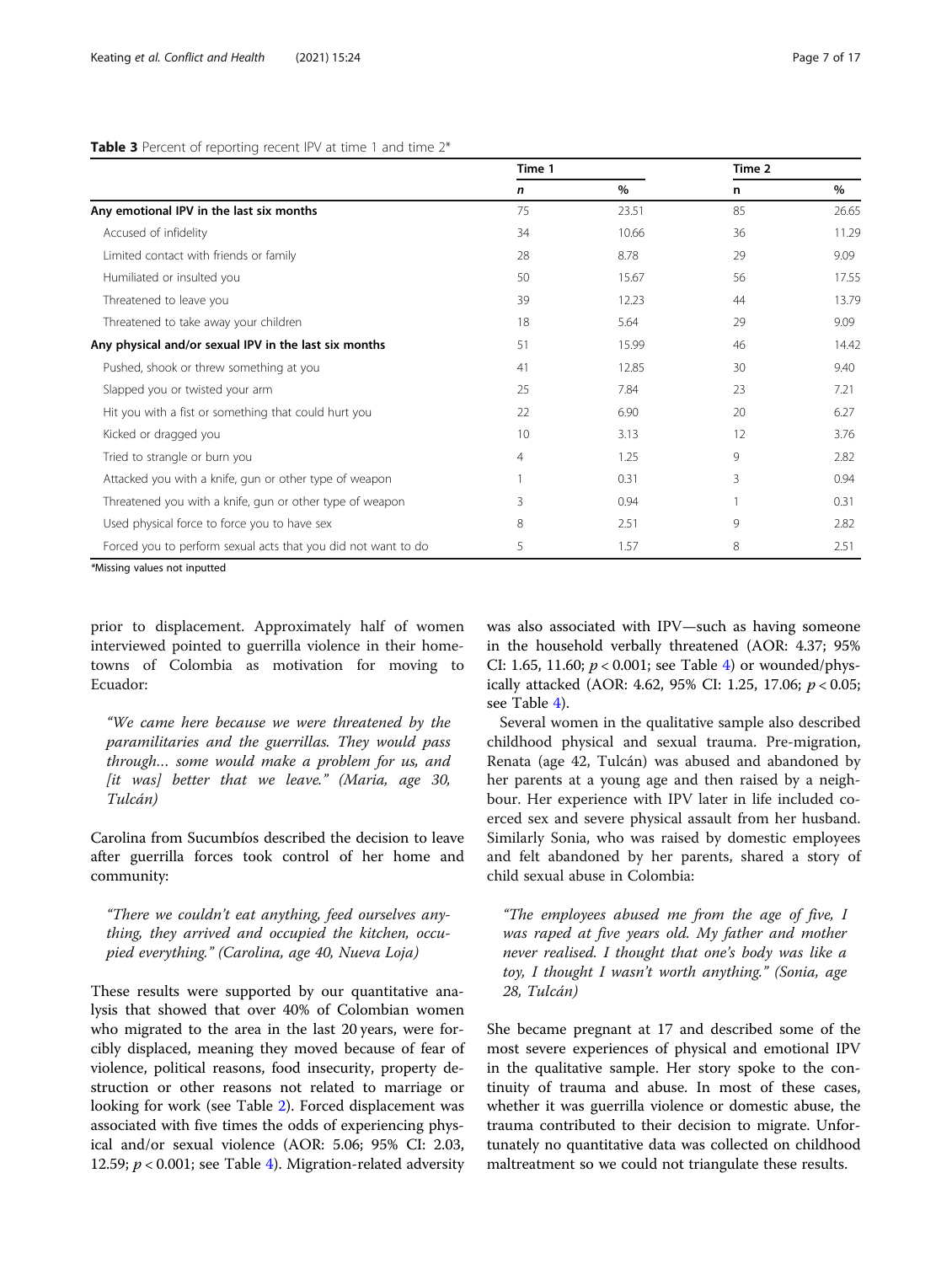**Table 3** Percent of reporting recent IPV at time 1 and time 2*

| | Time 1 | | Time 2 | |
|---|---|---|---|---|
| | *n* | % | n | % |
| **Any emotional IPV in the last six months** | 75 | 23.51 | 85 | 26.65 |
| Accused of infidelity | 34 | 10.66 | 36 | 11.29 |
| Limited contact with friends or family | 28 | 8.78 | 29 | 9.09 |
| Humiliated or insulted you | 50 | 15.67 | 56 | 17.55 |
| Threatened to leave you | 39 | 12.23 | 44 | 13.79 |
| Threatened to take away your children | 18 | 5.64 | 29 | 9.09 |
| **Any physical and/or sexual IPV in the last six months** | 51 | 15.99 | 46 | 14.42 |
| Pushed, shook or threw something at you | 41 | 12.85 | 30 | 9.40 |
| Slapped you or twisted your arm | 25 | 7.84 | 23 | 7.21 |
| Hit you with a fist or something that could hurt you | 22 | 6.90 | 20 | 6.27 |
| Kicked or dragged you | 10 | 3.13 | 12 | 3.76 |
| Tried to strangle or burn you | 4 | 1.25 | 9 | 2.82 |
| Attacked you with a knife, gun or other type of weapon | 1 | 0.31 | 3 | 0.94 |
| Threatened you with a knife, gun or other type of weapon | 3 | 0.94 | 1 | 0.31 |
| Used physical force to force you to have sex | 8 | 2.51 | 9 | 2.82 |
| Forced you to perform sexual acts that you did not want to do | 5 | 1.57 | 8 | 2.51 |

*Missing values not inputted

prior to displacement. Approximately half of women interviewed pointed to guerrilla violence in their hometowns of Colombia as motivation for moving to Ecuador:

> *"We came here because we were threatened by the paramilitaries and the guerrillas. They would pass through… some would make a problem for us, and [it was] better that we leave." (Maria, age 30, Tulcán)*

Carolina from Sucumbíos described the decision to leave after guerrilla forces took control of her home and community:

> *"There we couldn't eat anything, feed ourselves anything, they arrived and occupied the kitchen, occupied everything." (Carolina, age 40, Nueva Loja)*

These results were supported by our quantitative analysis that showed that over 40% of Colombian women who migrated to the area in the last 20 years, were forcibly displaced, meaning they moved because of fear of violence, political reasons, food insecurity, property destruction or other reasons not related to marriage or looking for work (see Table 2). Forced displacement was associated with five times the odds of experiencing physical and/or sexual violence (AOR: 5.06; 95% CI: 2.03, 12.59; $p < 0.001$; see Table 4). Migration-related adversity was also associated with IPV—such as having someone in the household verbally threatened (AOR: 4.37; 95% CI: 1.65, 11.60; $p < 0.001$; see Table 4) or wounded/physically attacked (AOR: 4.62, 95% CI: 1.25, 17.06; $p < 0.05$; see Table 4).

Several women in the qualitative sample also described childhood physical and sexual trauma. Pre-migration, Renata (age 42, Tulcán) was abused and abandoned by her parents at a young age and then raised by a neighbour. Her experience with IPV later in life included coerced sex and severe physical assault from her husband. Similarly Sonia, who was raised by domestic employees and felt abandoned by her parents, shared a story of child sexual abuse in Colombia:

> *"The employees abused me from the age of five, I was raped at five years old. My father and mother never realised. I thought that one's body was like a toy, I thought I wasn't worth anything." (Sonia, age 28, Tulcán)*

She became pregnant at 17 and described some of the most severe experiences of physical and emotional IPV in the qualitative sample. Her story spoke to the continuity of trauma and abuse. In most of these cases, whether it was guerrilla violence or domestic abuse, the trauma contributed to their decision to migrate. Unfortunately no quantitative data was collected on childhood maltreatment so we could not triangulate these results.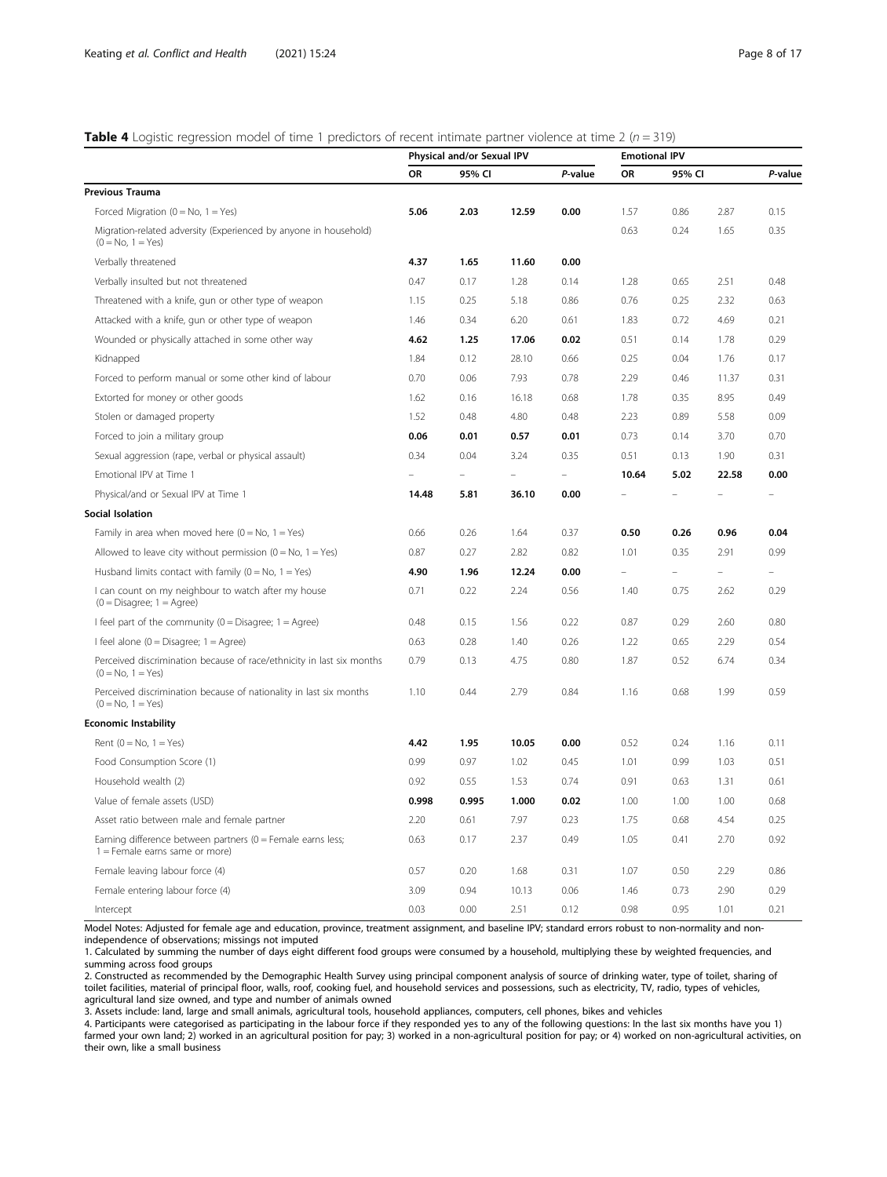**Table 4** Logistic regression model of time 1 predictors of recent intimate partner violence at time 2 ($n = 319$)

| | Physical and/or Sexual IPV | | | | Emotional IPV | | | |
|---|---|---|---|---|---|---|---|---|
| | OR | 95% CI | | *P*-value | OR | 95% CI | | *P*-value |
| **Previous Trauma** | | | | | | | | |
| Forced Migration (0 = No, 1 = Yes) | **5.06** | **2.03** | **12.59** | **0.00** | 1.57 | 0.86 | 2.87 | 0.15 |
| Migration-related adversity (Experienced by anyone in household) (0 = No, 1 = Yes) | | | | | 0.63 | 0.24 | 1.65 | 0.35 |
| Verbally threatened | **4.37** | **1.65** | **11.60** | **0.00** | | | | |
| Verbally insulted but not threatened | 0.47 | 0.17 | 1.28 | 0.14 | 1.28 | 0.65 | 2.51 | 0.48 |
| Threatened with a knife, gun or other type of weapon | 1.15 | 0.25 | 5.18 | 0.86 | 0.76 | 0.25 | 2.32 | 0.63 |
| Attacked with a knife, gun or other type of weapon | 1.46 | 0.34 | 6.20 | 0.61 | 1.83 | 0.72 | 4.69 | 0.21 |
| Wounded or physically attached in some other way | **4.62** | **1.25** | **17.06** | **0.02** | 0.51 | 0.14 | 1.78 | 0.29 |
| Kidnapped | 1.84 | 0.12 | 28.10 | 0.66 | 0.25 | 0.04 | 1.76 | 0.17 |
| Forced to perform manual or some other kind of labour | 0.70 | 0.06 | 7.93 | 0.78 | 2.29 | 0.46 | 11.37 | 0.31 |
| Extorted for money or other goods | 1.62 | 0.16 | 16.18 | 0.68 | 1.78 | 0.35 | 8.95 | 0.49 |
| Stolen or damaged property | 1.52 | 0.48 | 4.80 | 0.48 | 2.23 | 0.89 | 5.58 | 0.09 |
| Forced to join a military group | **0.06** | **0.01** | **0.57** | **0.01** | 0.73 | 0.14 | 3.70 | 0.70 |
| Sexual aggression (rape, verbal or physical assault) | 0.34 | 0.04 | 3.24 | 0.35 | 0.51 | 0.13 | 1.90 | 0.31 |
| Emotional IPV at Time 1 | – | – | – | – | **10.64** | **5.02** | **22.58** | **0.00** |
| Physical/and or Sexual IPV at Time 1 | **14.48** | **5.81** | **36.10** | **0.00** | – | – | – | – |
| **Social Isolation** | | | | | | | | |
| Family in area when moved here (0 = No, 1 = Yes) | 0.66 | 0.26 | 1.64 | 0.37 | **0.50** | **0.26** | **0.96** | **0.04** |
| Allowed to leave city without permission (0 = No, 1 = Yes) | 0.87 | 0.27 | 2.82 | 0.82 | 1.01 | 0.35 | 2.91 | 0.99 |
| Husband limits contact with family (0 = No, 1 = Yes) | **4.90** | **1.96** | **12.24** | **0.00** | – | – | – | – |
| I can count on my neighbour to watch after my house (0 = Disagree; 1 = Agree) | 0.71 | 0.22 | 2.24 | 0.56 | 1.40 | 0.75 | 2.62 | 0.29 |
| I feel part of the community (0 = Disagree; 1 = Agree) | 0.48 | 0.15 | 1.56 | 0.22 | 0.87 | 0.29 | 2.60 | 0.80 |
| I feel alone (0 = Disagree; 1 = Agree) | 0.63 | 0.28 | 1.40 | 0.26 | 1.22 | 0.65 | 2.29 | 0.54 |
| Perceived discrimination because of race/ethnicity in last six months (0 = No, 1 = Yes) | 0.79 | 0.13 | 4.75 | 0.80 | 1.87 | 0.52 | 6.74 | 0.34 |
| Perceived discrimination because of nationality in last six months (0 = No, 1 = Yes) | 1.10 | 0.44 | 2.79 | 0.84 | 1.16 | 0.68 | 1.99 | 0.59 |
| **Economic Instability** | | | | | | | | |
| Rent (0 = No, 1 = Yes) | **4.42** | **1.95** | **10.05** | **0.00** | 0.52 | 0.24 | 1.16 | 0.11 |
| Food Consumption Score (1) | 0.99 | 0.97 | 1.02 | 0.45 | 1.01 | 0.99 | 1.03 | 0.51 |
| Household wealth (2) | 0.92 | 0.55 | 1.53 | 0.74 | 0.91 | 0.63 | 1.31 | 0.61 |
| Value of female assets (USD) | **0.998** | **0.995** | **1.000** | **0.02** | 1.00 | 1.00 | 1.00 | 0.68 |
| Asset ratio between male and female partner | 2.20 | 0.61 | 7.97 | 0.23 | 1.75 | 0.68 | 4.54 | 0.25 |
| Earning difference between partners (0 = Female earns less; 1 = Female earns same or more) | 0.63 | 0.17 | 2.37 | 0.49 | 1.05 | 0.41 | 2.70 | 0.92 |
| Female leaving labour force (4) | 0.57 | 0.20 | 1.68 | 0.31 | 1.07 | 0.50 | 2.29 | 0.86 |
| Female entering labour force (4) | 3.09 | 0.94 | 10.13 | 0.06 | 1.46 | 0.73 | 2.90 | 0.29 |
| Intercept | 0.03 | 0.00 | 2.51 | 0.12 | 0.98 | 0.95 | 1.01 | 0.21 |

Model Notes: Adjusted for female age and education, province, treatment assignment, and baseline IPV; standard errors robust to non-normality and non-independence of observations; missings not imputed

1. Calculated by summing the number of days eight different food groups were consumed by a household, multiplying these by weighted frequencies, and summing across food groups
2. Constructed as recommended by the Demographic Health Survey using principal component analysis of source of drinking water, type of toilet, sharing of toilet facilities, material of principal floor, walls, roof, cooking fuel, and household services and possessions, such as electricity, TV, radio, types of vehicles, agricultural land size owned, and type and number of animals owned
3. Assets include: land, large and small animals, agricultural tools, household appliances, computers, cell phones, bikes and vehicles
4. Participants were categorised as participating in the labour force if they responded yes to any of the following questions: In the last six months have you 1) farmed your own land; 2) worked in an agricultural position for pay; 3) worked in a non-agricultural position for pay; or 4) worked on non-agricultural activities, on their own, like a small business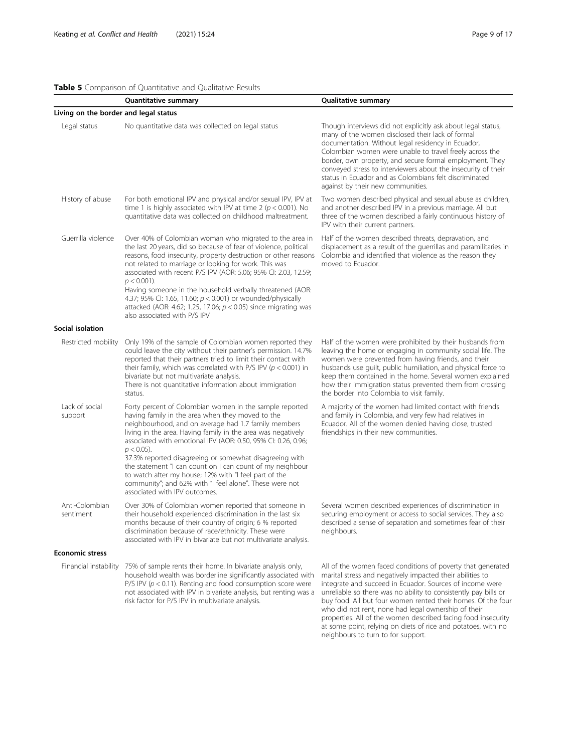**Table 5** Comparison of Quantitative and Qualitative Results

| | Quantitative summary | Qualitative summary |
|---|---|---|
| **Living on the border and legal status** | | |
| Legal status | No quantitative data was collected on legal status | Though interviews did not explicitly ask about legal status, many of the women disclosed their lack of formal documentation. Without legal residency in Ecuador, Colombian women were unable to travel freely across the border, own property, and secure formal employment. They conveyed stress to interviewers about the insecurity of their status in Ecuador and as Colombians felt discriminated against by their new communities. |
| History of abuse | For both emotional IPV and physical and/or sexual IPV, IPV at time 1 is highly associated with IPV at time 2 ($p < 0.001$). No quantitative data was collected on childhood maltreatment. | Two women described physical and sexual abuse as children, and another described IPV in a previous marriage. All but three of the women described a fairly continuous history of IPV with their current partners. |
| Guerrilla violence | Over 40% of Colombian woman who migrated to the area in the last 20 years, did so because of fear of violence, political reasons, food insecurity, property destruction or other reasons not related to marriage or looking for work. This was associated with recent P/S IPV (AOR: 5.06; 95% CI: 2.03, 12.59; $p < 0.001$).<br>Having someone in the household verbally threatened (AOR: 4.37; 95% CI: 1.65, 11.60; $p < 0.001$) or wounded/physically attacked (AOR: 4.62; 1.25, 17.06; $p < 0.05$) since migrating was also associated with P/S IPV | Half of the women described threats, depravation, and displacement as a result of the guerrillas and paramilitaries in Colombia and identified that violence as the reason they moved to Ecuador. |
| **Social isolation** | | |
| Restricted mobility | Only 19% of the sample of Colombian women reported they could leave the city without their partner's permission. 14.7% reported that their partners tried to limit their contact with their family, which was correlated with P/S IPV ($p < 0.001$) in bivariate but not multivariate analysis.<br>There is not quantitative information about immigration status. | Half of the women were prohibited by their husbands from leaving the home or engaging in community social life. The women were prevented from having friends, and their husbands use guilt, public humiliation, and physical force to keep them contained in the home. Several women explained how their immigration status prevented them from crossing the border into Colombia to visit family. |
| Lack of social support | Forty percent of Colombian women in the sample reported having family in the area when they moved to the neighbourhood, and on average had 1.7 family members living in the area. Having family in the area was negatively associated with emotional IPV (AOR: 0.50, 95% CI: 0.26, 0.96; $p < 0.05$).<br>37.3% reported disagreeing or somewhat disagreeing with the statement "I can count on I can count of my neighbour to watch after my house; 12% with "I feel part of the community"; and 62% with "I feel alone". These were not associated with IPV outcomes. | A majority of the women had limited contact with friends and family in Colombia, and very few had relatives in Ecuador. All of the women denied having close, trusted friendships in their new communities. |
| Anti-Colombian sentiment | Over 30% of Colombian women reported that someone in their household experienced discrimination in the last six months because of their country of origin; 6 % reported discrimination because of race/ethnicity. These were associated with IPV in bivariate but not multivariate analysis. | Several women described experiences of discrimination in securing employment or access to social services. They also described a sense of separation and sometimes fear of their neighbours. |
| **Economic stress** | | |
| Financial instability | 75% of sample rents their home. In bivariate analysis only, household wealth was borderline significantly associated with P/S IPV ($p < 0.11$). Renting and food consumption score were not associated with IPV in bivariate analysis, but renting was a risk factor for P/S IPV in multivariate analysis. | All of the women faced conditions of poverty that generated marital stress and negatively impacted their abilities to integrate and succeed in Ecuador. Sources of income were unreliable so there was no ability to consistently pay bills or buy food. All but four women rented their homes. Of the four who did not rent, none had legal ownership of their properties. All of the women described facing food insecurity at some point, relying on diets of rice and potatoes, with no neighbours to turn to for support. |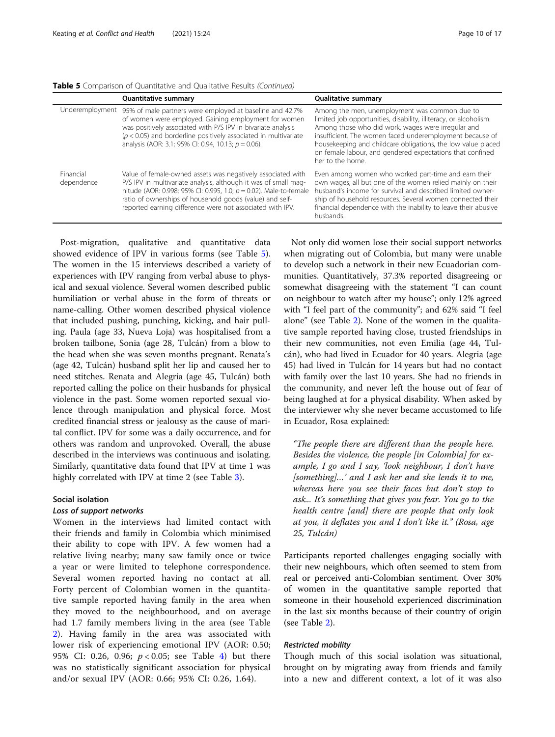**Table 5** Comparison of Quantitative and Qualitative Results *(Continued)*

| | Quantitative summary | Qualitative summary |
|---|---|---|
| Underemployment | 95% of male partners were employed at baseline and 42.7% of women were employed. Gaining employment for women was positively associated with P/S IPV in bivariate analysis ($p < 0.05$) and borderline positively associated in multivariate analysis (AOR: 3.1; 95% CI: 0.94, 10.13; $p = 0.06$). | Among the men, unemployment was common due to limited job opportunities, disability, illiteracy, or alcoholism. Among those who did work, wages were irregular and insufficient. The women faced underemployment because of housekeeping and childcare obligations, the low value placed on female labour, and gendered expectations that confined her to the home. |
| Financial dependence | Value of female-owned assets was negatively associated with P/S IPV in multivariate analysis, although it was of small magnitude (AOR: 0.998; 95% CI: 0.995, 1.0; $p = 0.02$). Male-to-female ratio of ownerships of household goods (value) and self-reported earning difference were not associated with IPV. | Even among women who worked part-time and earn their own wages, all but one of the women relied mainly on their husband's income for survival and described limited ownership of household resources. Several women connected their financial dependence with the inability to leave their abusive husbands. |

Post-migration, qualitative and quantitative data showed evidence of IPV in various forms (see Table 5). The women in the 15 interviews described a variety of experiences with IPV ranging from verbal abuse to physical and sexual violence. Several women described public humiliation or verbal abuse in the form of threats or name-calling. Other women described physical violence that included pushing, punching, kicking, and hair pulling. Paula (age 33, Nueva Loja) was hospitalised from a broken tailbone, Sonia (age 28, Tulcán) from a blow to the head when she was seven months pregnant. Renata's (age 42, Tulcán) husband split her lip and caused her to need stitches. Renata and Alegria (age 45, Tulcán) both reported calling the police on their husbands for physical violence in the past. Some women reported sexual violence through manipulation and physical force. Most credited financial stress or jealousy as the cause of marital conflict. IPV for some was a daily occurrence, and for others was random and unprovoked. Overall, the abuse described in the interviews was continuous and isolating. Similarly, quantitative data found that IPV at time 1 was highly correlated with IPV at time 2 (see Table 3).

### Social isolation

#### *Loss of support networks*

Women in the interviews had limited contact with their friends and family in Colombia which minimised their ability to cope with IPV. A few women had a relative living nearby; many saw family once or twice a year or were limited to telephone correspondence. Several women reported having no contact at all. Forty percent of Colombian women in the quantitative sample reported having family in the area when they moved to the neighbourhood, and on average had 1.7 family members living in the area (see Table 2). Having family in the area was associated with lower risk of experiencing emotional IPV (AOR: 0.50; 95% CI: 0.26, 0.96; $p < 0.05$; see Table 4) but there was no statistically significant association for physical and/or sexual IPV (AOR: 0.66; 95% CI: 0.26, 1.64).

Not only did women lose their social support networks when migrating out of Colombia, but many were unable to develop such a network in their new Ecuadorian communities. Quantitatively, 37.3% reported disagreeing or somewhat disagreeing with the statement "I can count on neighbour to watch after my house"; only 12% agreed with "I feel part of the community"; and 62% said "I feel alone" (see Table 2). None of the women in the qualitative sample reported having close, trusted friendships in their new communities, not even Emilia (age 44, Tulcán), who had lived in Ecuador for 40 years. Alegria (age 45) had lived in Tulcán for 14 years but had no contact with family over the last 10 years. She had no friends in the community, and never left the house out of fear of being laughed at for a physical disability. When asked by the interviewer why she never became accustomed to life in Ecuador, Rosa explained:

> *"The people there are different than the people here. Besides the violence, the people [in Colombia] for example, I go and I say, 'look neighbour, I don't have [something]…' and I ask her and she lends it to me, whereas here you see their faces but don't stop to ask... It's something that gives you fear. You go to the health centre [and] there are people that only look at you, it deflates you and I don't like it." (Rosa, age 25, Tulcán)*

Participants reported challenges engaging socially with their new neighbours, which often seemed to stem from real or perceived anti-Colombian sentiment. Over 30% of women in the quantitative sample reported that someone in their household experienced discrimination in the last six months because of their country of origin (see Table 2).

#### *Restricted mobility*

Though much of this social isolation was situational, brought on by migrating away from friends and family into a new and different context, a lot of it was also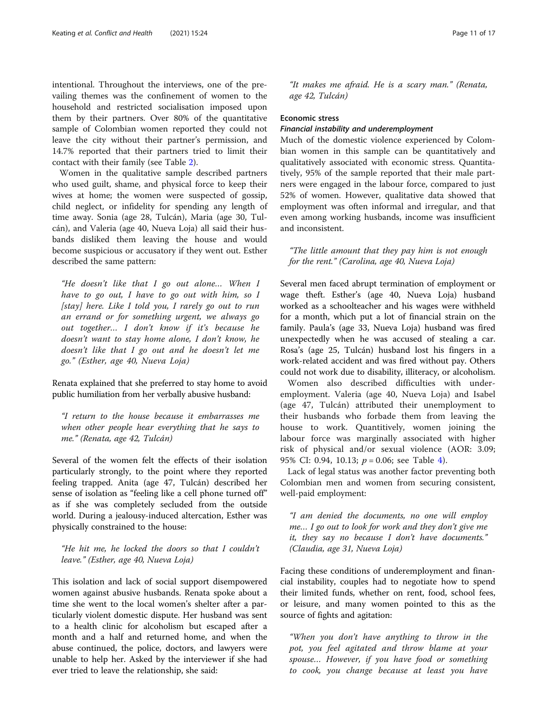intentional. Throughout the interviews, one of the prevailing themes was the confinement of women to the household and restricted socialisation imposed upon them by their partners. Over 80% of the quantitative sample of Colombian women reported they could not leave the city without their partner's permission, and 14.7% reported that their partners tried to limit their contact with their family (see Table 2).

Women in the qualitative sample described partners who used guilt, shame, and physical force to keep their wives at home; the women were suspected of gossip, child neglect, or infidelity for spending any length of time away. Sonia (age 28, Tulcán), Maria (age 30, Tulcán), and Valeria (age 40, Nueva Loja) all said their husbands disliked them leaving the house and would become suspicious or accusatory if they went out. Esther described the same pattern:

> *"He doesn't like that I go out alone… When I have to go out, I have to go out with him, so I [stay] here. Like I told you, I rarely go out to run an errand or for something urgent, we always go out together… I don't know if it's because he doesn't want to stay home alone, I don't know, he doesn't like that I go out and he doesn't let me go." (Esther, age 40, Nueva Loja)*

Renata explained that she preferred to stay home to avoid public humiliation from her verbally abusive husband:

> *"I return to the house because it embarrasses me when other people hear everything that he says to me." (Renata, age 42, Tulcán)*

Several of the women felt the effects of their isolation particularly strongly, to the point where they reported feeling trapped. Anita (age 47, Tulcán) described her sense of isolation as "feeling like a cell phone turned off" as if she was completely secluded from the outside world. During a jealousy-induced altercation, Esther was physically constrained to the house:

> *"He hit me, he locked the doors so that I couldn't leave." (Esther, age 40, Nueva Loja)*

This isolation and lack of social support disempowered women against abusive husbands. Renata spoke about a time she went to the local women's shelter after a particularly violent domestic dispute. Her husband was sent to a health clinic for alcoholism but escaped after a month and a half and returned home, and when the abuse continued, the police, doctors, and lawyers were unable to help her. Asked by the interviewer if she had ever tried to leave the relationship, she said:

> *"It makes me afraid. He is a scary man." (Renata, age 42, Tulcán)*

## Economic stress

### *Financial instability and underemployment*

Much of the domestic violence experienced by Colombian women in this sample can be quantitatively and qualitatively associated with economic stress. Quantitatively, 95% of the sample reported that their male partners were engaged in the labour force, compared to just 52% of women. However, qualitative data showed that employment was often informal and irregular, and that even among working husbands, income was insufficient and inconsistent.

> *"The little amount that they pay him is not enough for the rent." (Carolina, age 40, Nueva Loja)*

Several men faced abrupt termination of employment or wage theft. Esther's (age 40, Nueva Loja) husband worked as a schoolteacher and his wages were withheld for a month, which put a lot of financial strain on the family. Paula's (age 33, Nueva Loja) husband was fired unexpectedly when he was accused of stealing a car. Rosa's (age 25, Tulcán) husband lost his fingers in a work-related accident and was fired without pay. Others could not work due to disability, illiteracy, or alcoholism.

Women also described difficulties with underemployment. Valeria (age 40, Nueva Loja) and Isabel (age 47, Tulcán) attributed their unemployment to their husbands who forbade them from leaving the house to work. Quantitatively, women joining the labour force was marginally associated with higher risk of physical and/or sexual violence (AOR: 3.09; 95% CI: 0.94, 10.13; $p = 0.06$; see Table 4).

Lack of legal status was another factor preventing both Colombian men and women from securing consistent, well-paid employment:

> *"I am denied the documents, no one will employ me… I go out to look for work and they don't give me it, they say no because I don't have documents." (Claudia, age 31, Nueva Loja)*

Facing these conditions of underemployment and financial instability, couples had to negotiate how to spend their limited funds, whether on rent, food, school fees, or leisure, and many women pointed to this as the source of fights and agitation:

> *"When you don't have anything to throw in the pot, you feel agitated and throw blame at your spouse… However, if you have food or something to cook, you change because at least you have*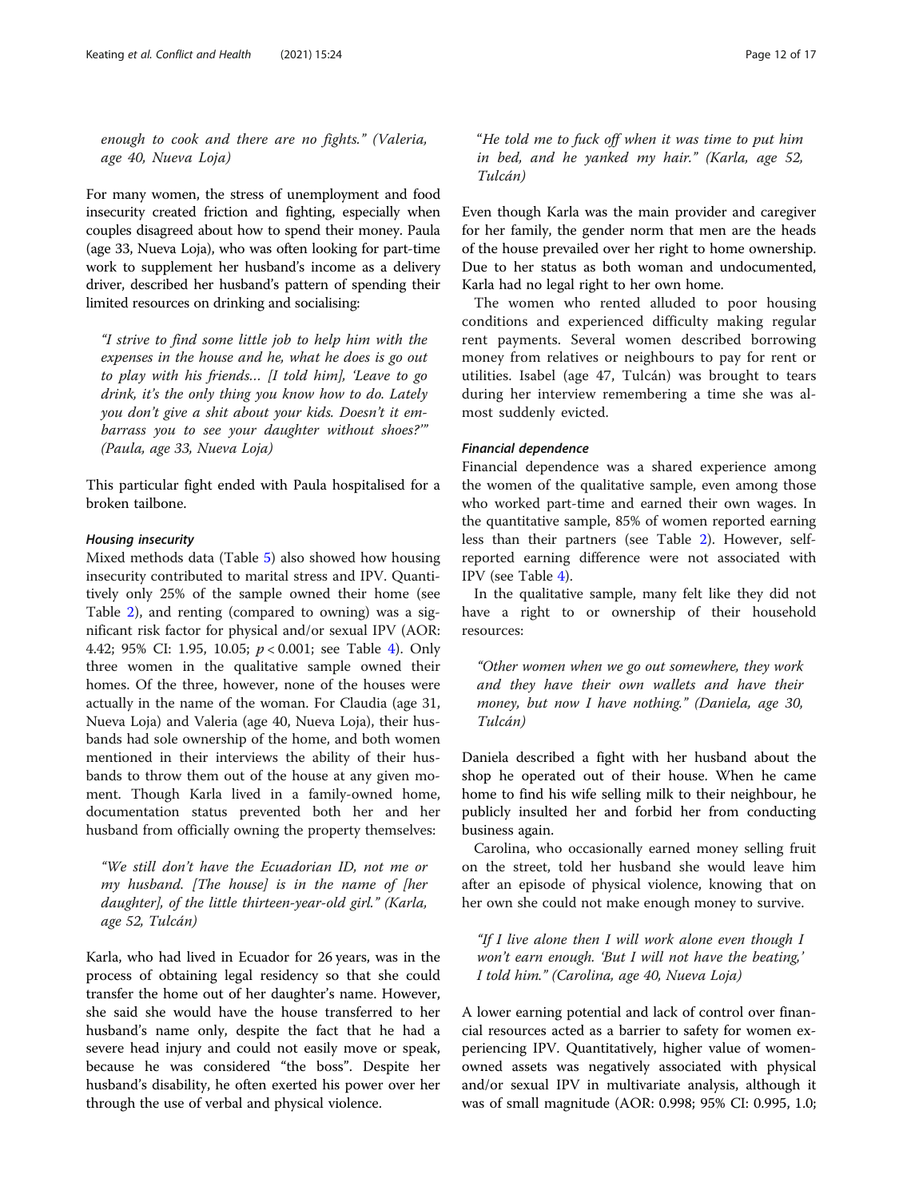*enough to cook and there are no fights." (Valeria, age 40, Nueva Loja)*

For many women, the stress of unemployment and food insecurity created friction and fighting, especially when couples disagreed about how to spend their money. Paula (age 33, Nueva Loja), who was often looking for part-time work to supplement her husband's income as a delivery driver, described her husband's pattern of spending their limited resources on drinking and socialising:

*"I strive to find some little job to help him with the expenses in the house and he, what he does is go out to play with his friends… [I told him], 'Leave to go drink, it's the only thing you know how to do. Lately you don't give a shit about your kids. Doesn't it embarrass you to see your daughter without shoes?'" (Paula, age 33, Nueva Loja)*

This particular fight ended with Paula hospitalised for a broken tailbone.

#### Housing insecurity

Mixed methods data (Table 5) also showed how housing insecurity contributed to marital stress and IPV. Quantitatively only 25% of the sample owned their home (see Table 2), and renting (compared to owning) was a significant risk factor for physical and/or sexual IPV (AOR: 4.42; 95% CI: 1.95, 10.05; $p < 0.001$; see Table 4). Only three women in the qualitative sample owned their homes. Of the three, however, none of the houses were actually in the name of the woman. For Claudia (age 31, Nueva Loja) and Valeria (age 40, Nueva Loja), their husbands had sole ownership of the home, and both women mentioned in their interviews the ability of their husbands to throw them out of the house at any given moment. Though Karla lived in a family-owned home, documentation status prevented both her and her husband from officially owning the property themselves:

*"We still don't have the Ecuadorian ID, not me or my husband. [The house] is in the name of [her daughter], of the little thirteen-year-old girl." (Karla, age 52, Tulcán)*

Karla, who had lived in Ecuador for 26 years, was in the process of obtaining legal residency so that she could transfer the home out of her daughter's name. However, she said she would have the house transferred to her husband's name only, despite the fact that he had a severe head injury and could not easily move or speak, because he was considered "the boss". Despite her husband's disability, he often exerted his power over her through the use of verbal and physical violence.

*"He told me to fuck off when it was time to put him in bed, and he yanked my hair." (Karla, age 52, Tulcán)*

Even though Karla was the main provider and caregiver for her family, the gender norm that men are the heads of the house prevailed over her right to home ownership. Due to her status as both woman and undocumented, Karla had no legal right to her own home.

The women who rented alluded to poor housing conditions and experienced difficulty making regular rent payments. Several women described borrowing money from relatives or neighbours to pay for rent or utilities. Isabel (age 47, Tulcán) was brought to tears during her interview remembering a time she was almost suddenly evicted.

#### Financial dependence

Financial dependence was a shared experience among the women of the qualitative sample, even among those who worked part-time and earned their own wages. In the quantitative sample, 85% of women reported earning less than their partners (see Table 2). However, self-reported earning difference were not associated with IPV (see Table 4).

In the qualitative sample, many felt like they did not have a right to or ownership of their household resources:

*"Other women when we go out somewhere, they work and they have their own wallets and have their money, but now I have nothing." (Daniela, age 30, Tulcán)*

Daniela described a fight with her husband about the shop he operated out of their house. When he came home to find his wife selling milk to their neighbour, he publicly insulted her and forbid her from conducting business again.

Carolina, who occasionally earned money selling fruit on the street, told her husband she would leave him after an episode of physical violence, knowing that on her own she could not make enough money to survive.

*"If I live alone then I will work alone even though I won't earn enough. 'But I will not have the beating,' I told him." (Carolina, age 40, Nueva Loja)*

A lower earning potential and lack of control over financial resources acted as a barrier to safety for women experiencing IPV. Quantitatively, higher value of women-owned assets was negatively associated with physical and/or sexual IPV in multivariate analysis, although it was of small magnitude (AOR: 0.998; 95% CI: 0.995, 1.0;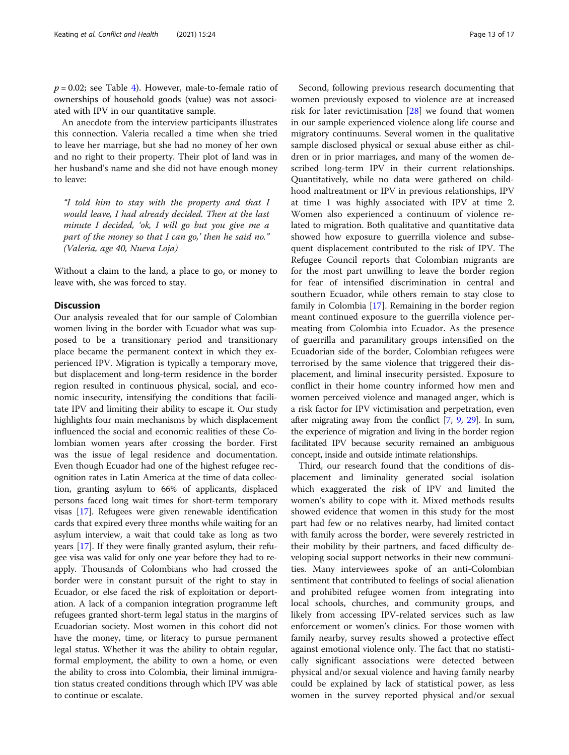$p = 0.02$; see Table 4). However, male-to-female ratio of ownerships of household goods (value) was not associated with IPV in our quantitative sample.

An anecdote from the interview participants illustrates this connection. Valeria recalled a time when she tried to leave her marriage, but she had no money of her own and no right to their property. Their plot of land was in her husband's name and she did not have enough money to leave:

> *"I told him to stay with the property and that I would leave, I had already decided. Then at the last minute I decided, 'ok, I will go but you give me a part of the money so that I can go,' then he said no." (Valeria, age 40, Nueva Loja)*

Without a claim to the land, a place to go, or money to leave with, she was forced to stay.

## Discussion

Our analysis revealed that for our sample of Colombian women living in the border with Ecuador what was supposed to be a transitionary period and transitionary place became the permanent context in which they experienced IPV. Migration is typically a temporary move, but displacement and long-term residence in the border region resulted in continuous physical, social, and economic insecurity, intensifying the conditions that facilitate IPV and limiting their ability to escape it. Our study highlights four main mechanisms by which displacement influenced the social and economic realities of these Colombian women years after crossing the border. First was the issue of legal residence and documentation. Even though Ecuador had one of the highest refugee recognition rates in Latin America at the time of data collection, granting asylum to 66% of applicants, displaced persons faced long wait times for short-term temporary visas [17]. Refugees were given renewable identification cards that expired every three months while waiting for an asylum interview, a wait that could take as long as two years [17]. If they were finally granted asylum, their refugee visa was valid for only one year before they had to reapply. Thousands of Colombians who had crossed the border were in constant pursuit of the right to stay in Ecuador, or else faced the risk of exploitation or deportation. A lack of a companion integration programme left refugees granted short-term legal status in the margins of Ecuadorian society. Most women in this cohort did not have the money, time, or literacy to pursue permanent legal status. Whether it was the ability to obtain regular, formal employment, the ability to own a home, or even the ability to cross into Colombia, their liminal immigration status created conditions through which IPV was able to continue or escalate.

Second, following previous research documenting that women previously exposed to violence are at increased risk for later revictimisation [28] we found that women in our sample experienced violence along life course and migratory continuums. Several women in the qualitative sample disclosed physical or sexual abuse either as children or in prior marriages, and many of the women described long-term IPV in their current relationships. Quantitatively, while no data were gathered on childhood maltreatment or IPV in previous relationships, IPV at time 1 was highly associated with IPV at time 2. Women also experienced a continuum of violence related to migration. Both qualitative and quantitative data showed how exposure to guerrilla violence and subsequent displacement contributed to the risk of IPV. The Refugee Council reports that Colombian migrants are for the most part unwilling to leave the border region for fear of intensified discrimination in central and southern Ecuador, while others remain to stay close to family in Colombia [17]. Remaining in the border region meant continued exposure to the guerrilla violence permeating from Colombia into Ecuador. As the presence of guerrilla and paramilitary groups intensified on the Ecuadorian side of the border, Colombian refugees were terrorised by the same violence that triggered their displacement, and liminal insecurity persisted. Exposure to conflict in their home country informed how men and women perceived violence and managed anger, which is a risk factor for IPV victimisation and perpetration, even after migrating away from the conflict [7, 9, 29]. In sum, the experience of migration and living in the border region facilitated IPV because security remained an ambiguous concept, inside and outside intimate relationships.

Third, our research found that the conditions of displacement and liminality generated social isolation which exaggerated the risk of IPV and limited the women's ability to cope with it. Mixed methods results showed evidence that women in this study for the most part had few or no relatives nearby, had limited contact with family across the border, were severely restricted in their mobility by their partners, and faced difficulty developing social support networks in their new communities. Many interviewees spoke of an anti-Colombian sentiment that contributed to feelings of social alienation and prohibited refugee women from integrating into local schools, churches, and community groups, and likely from accessing IPV-related services such as law enforcement or women's clinics. For those women with family nearby, survey results showed a protective effect against emotional violence only. The fact that no statistically significant associations were detected between physical and/or sexual violence and having family nearby could be explained by lack of statistical power, as less women in the survey reported physical and/or sexual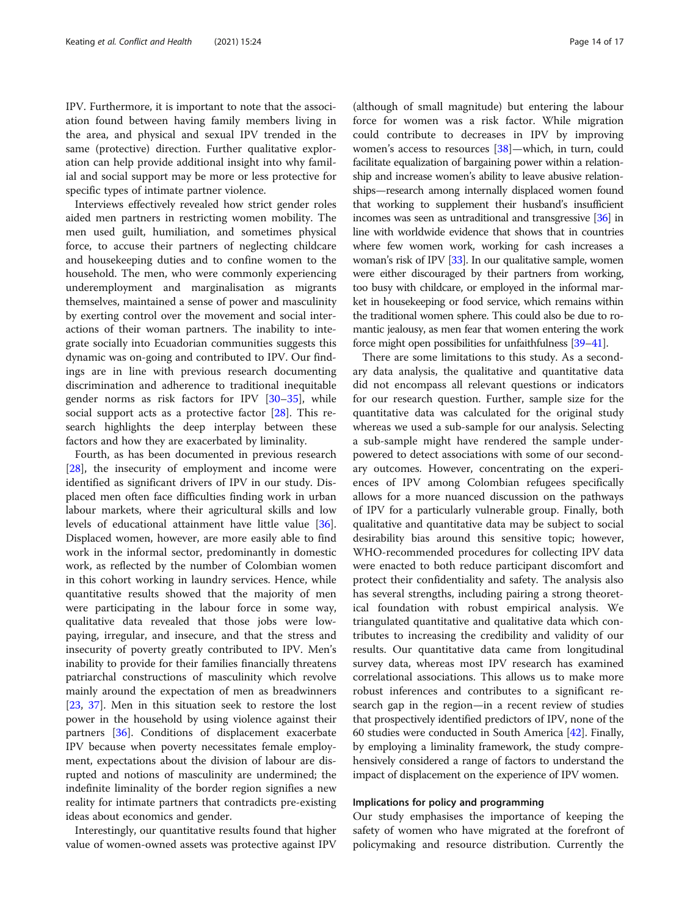IPV. Furthermore, it is important to note that the association found between having family members living in the area, and physical and sexual IPV trended in the same (protective) direction. Further qualitative exploration can help provide additional insight into why familial and social support may be more or less protective for specific types of intimate partner violence.

Interviews effectively revealed how strict gender roles aided men partners in restricting women mobility. The men used guilt, humiliation, and sometimes physical force, to accuse their partners of neglecting childcare and housekeeping duties and to confine women to the household. The men, who were commonly experiencing underemployment and marginalisation as migrants themselves, maintained a sense of power and masculinity by exerting control over the movement and social interactions of their woman partners. The inability to integrate socially into Ecuadorian communities suggests this dynamic was on-going and contributed to IPV. Our findings are in line with previous research documenting discrimination and adherence to traditional inequitable gender norms as risk factors for IPV [30–35], while social support acts as a protective factor [28]. This research highlights the deep interplay between these factors and how they are exacerbated by liminality.

Fourth, as has been documented in previous research [28], the insecurity of employment and income were identified as significant drivers of IPV in our study. Displaced men often face difficulties finding work in urban labour markets, where their agricultural skills and low levels of educational attainment have little value [36]. Displaced women, however, are more easily able to find work in the informal sector, predominantly in domestic work, as reflected by the number of Colombian women in this cohort working in laundry services. Hence, while quantitative results showed that the majority of men were participating in the labour force in some way, qualitative data revealed that those jobs were low-paying, irregular, and insecure, and that the stress and insecurity of poverty greatly contributed to IPV. Men's inability to provide for their families financially threatens patriarchal constructions of masculinity which revolve mainly around the expectation of men as breadwinners [23, 37]. Men in this situation seek to restore the lost power in the household by using violence against their partners [36]. Conditions of displacement exacerbate IPV because when poverty necessitates female employment, expectations about the division of labour are disrupted and notions of masculinity are undermined; the indefinite liminality of the border region signifies a new reality for intimate partners that contradicts pre-existing ideas about economics and gender.

Interestingly, our quantitative results found that higher value of women-owned assets was protective against IPV (although of small magnitude) but entering the labour force for women was a risk factor. While migration could contribute to decreases in IPV by improving women's access to resources [38]—which, in turn, could facilitate equalization of bargaining power within a relationship and increase women's ability to leave abusive relationships—research among internally displaced women found that working to supplement their husband's insufficient incomes was seen as untraditional and transgressive [36] in line with worldwide evidence that shows that in countries where few women work, working for cash increases a woman's risk of IPV [33]. In our qualitative sample, women were either discouraged by their partners from working, too busy with childcare, or employed in the informal market in housekeeping or food service, which remains within the traditional women sphere. This could also be due to romantic jealousy, as men fear that women entering the work force might open possibilities for unfaithfulness [39–41].

There are some limitations to this study. As a secondary data analysis, the qualitative and quantitative data did not encompass all relevant questions or indicators for our research question. Further, sample size for the quantitative data was calculated for the original study whereas we used a sub-sample for our analysis. Selecting a sub-sample might have rendered the sample underpowered to detect associations with some of our secondary outcomes. However, concentrating on the experiences of IPV among Colombian refugees specifically allows for a more nuanced discussion on the pathways of IPV for a particularly vulnerable group. Finally, both qualitative and quantitative data may be subject to social desirability bias around this sensitive topic; however, WHO-recommended procedures for collecting IPV data were enacted to both reduce participant discomfort and protect their confidentiality and safety. The analysis also has several strengths, including pairing a strong theoretical foundation with robust empirical analysis. We triangulated quantitative and qualitative data which contributes to increasing the credibility and validity of our results. Our quantitative data came from longitudinal survey data, whereas most IPV research has examined correlational associations. This allows us to make more robust inferences and contributes to a significant research gap in the region—in a recent review of studies that prospectively identified predictors of IPV, none of the 60 studies were conducted in South America [42]. Finally, by employing a liminality framework, the study comprehensively considered a range of factors to understand the impact of displacement on the experience of IPV women.

## Implications for policy and programming

Our study emphasises the importance of keeping the safety of women who have migrated at the forefront of policymaking and resource distribution. Currently the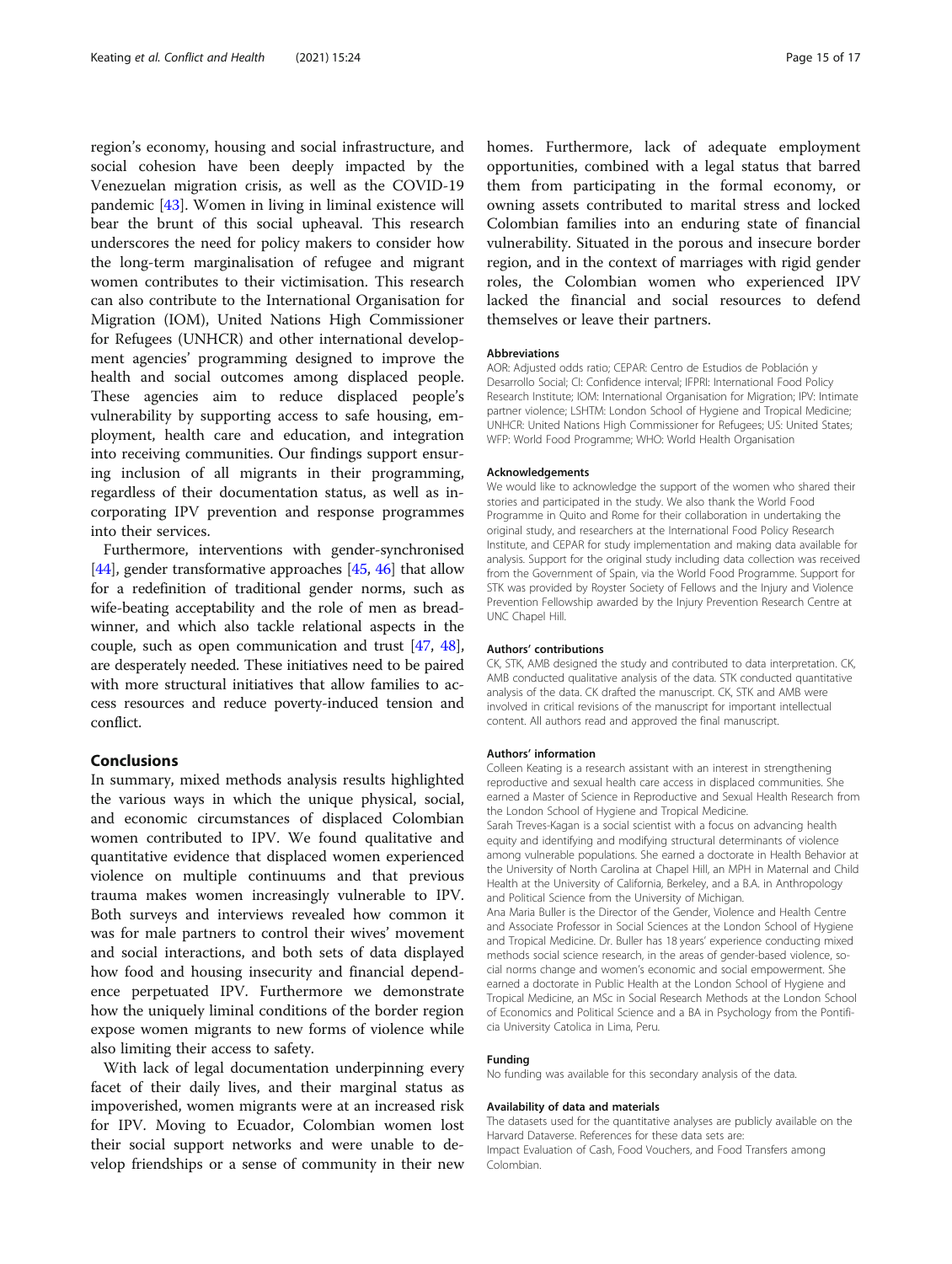region's economy, housing and social infrastructure, and social cohesion have been deeply impacted by the Venezuelan migration crisis, as well as the COVID-19 pandemic [43]. Women in living in liminal existence will bear the brunt of this social upheaval. This research underscores the need for policy makers to consider how the long-term marginalisation of refugee and migrant women contributes to their victimisation. This research can also contribute to the International Organisation for Migration (IOM), United Nations High Commissioner for Refugees (UNHCR) and other international development agencies' programming designed to improve the health and social outcomes among displaced people. These agencies aim to reduce displaced people's vulnerability by supporting access to safe housing, employment, health care and education, and integration into receiving communities. Our findings support ensuring inclusion of all migrants in their programming, regardless of their documentation status, as well as incorporating IPV prevention and response programmes into their services.

Furthermore, interventions with gender-synchronised [44], gender transformative approaches [45, 46] that allow for a redefinition of traditional gender norms, such as wife-beating acceptability and the role of men as breadwinner, and which also tackle relational aspects in the couple, such as open communication and trust [47, 48], are desperately needed. These initiatives need to be paired with more structural initiatives that allow families to access resources and reduce poverty-induced tension and conflict.

## Conclusions

In summary, mixed methods analysis results highlighted the various ways in which the unique physical, social, and economic circumstances of displaced Colombian women contributed to IPV. We found qualitative and quantitative evidence that displaced women experienced violence on multiple continuums and that previous trauma makes women increasingly vulnerable to IPV. Both surveys and interviews revealed how common it was for male partners to control their wives' movement and social interactions, and both sets of data displayed how food and housing insecurity and financial dependence perpetuated IPV. Furthermore we demonstrate how the uniquely liminal conditions of the border region expose women migrants to new forms of violence while also limiting their access to safety.

With lack of legal documentation underpinning every facet of their daily lives, and their marginal status as impoverished, women migrants were at an increased risk for IPV. Moving to Ecuador, Colombian women lost their social support networks and were unable to develop friendships or a sense of community in their new homes. Furthermore, lack of adequate employment opportunities, combined with a legal status that barred them from participating in the formal economy, or owning assets contributed to marital stress and locked Colombian families into an enduring state of financial vulnerability. Situated in the porous and insecure border region, and in the context of marriages with rigid gender roles, the Colombian women who experienced IPV lacked the financial and social resources to defend themselves or leave their partners.

#### Abbreviations

AOR: Adjusted odds ratio; CEPAR: Centro de Estudios de Población y Desarrollo Social; CI: Confidence interval; IFPRI: International Food Policy Research Institute; IOM: International Organisation for Migration; IPV: Intimate partner violence; LSHTM: London School of Hygiene and Tropical Medicine; UNHCR: United Nations High Commissioner for Refugees; US: United States; WFP: World Food Programme; WHO: World Health Organisation

#### Acknowledgements

We would like to acknowledge the support of the women who shared their stories and participated in the study. We also thank the World Food Programme in Quito and Rome for their collaboration in undertaking the original study, and researchers at the International Food Policy Research Institute, and CEPAR for study implementation and making data available for analysis. Support for the original study including data collection was received from the Government of Spain, via the World Food Programme. Support for STK was provided by Royster Society of Fellows and the Injury and Violence Prevention Fellowship awarded by the Injury Prevention Research Centre at UNC Chapel Hill.

#### Authors' contributions

CK, STK, AMB designed the study and contributed to data interpretation. CK, AMB conducted qualitative analysis of the data. STK conducted quantitative analysis of the data. CK drafted the manuscript. CK, STK and AMB were involved in critical revisions of the manuscript for important intellectual content. All authors read and approved the final manuscript.

#### Authors' information

Colleen Keating is a research assistant with an interest in strengthening reproductive and sexual health care access in displaced communities. She earned a Master of Science in Reproductive and Sexual Health Research from the London School of Hygiene and Tropical Medicine.

Sarah Treves-Kagan is a social scientist with a focus on advancing health equity and identifying and modifying structural determinants of violence among vulnerable populations. She earned a doctorate in Health Behavior at the University of North Carolina at Chapel Hill, an MPH in Maternal and Child Health at the University of California, Berkeley, and a B.A. in Anthropology and Political Science from the University of Michigan.

Ana Maria Buller is the Director of the Gender, Violence and Health Centre and Associate Professor in Social Sciences at the London School of Hygiene and Tropical Medicine. Dr. Buller has 18 years' experience conducting mixed methods social science research, in the areas of gender-based violence, social norms change and women's economic and social empowerment. She earned a doctorate in Public Health at the London School of Hygiene and Tropical Medicine, an MSc in Social Research Methods at the London School of Economics and Political Science and a BA in Psychology from the Pontificia University Catolica in Lima, Peru.

#### Funding

No funding was available for this secondary analysis of the data.

#### Availability of data and materials

The datasets used for the quantitative analyses are publicly available on the Harvard Dataverse. References for these data sets are:
Impact Evaluation of Cash, Food Vouchers, and Food Transfers among Colombian.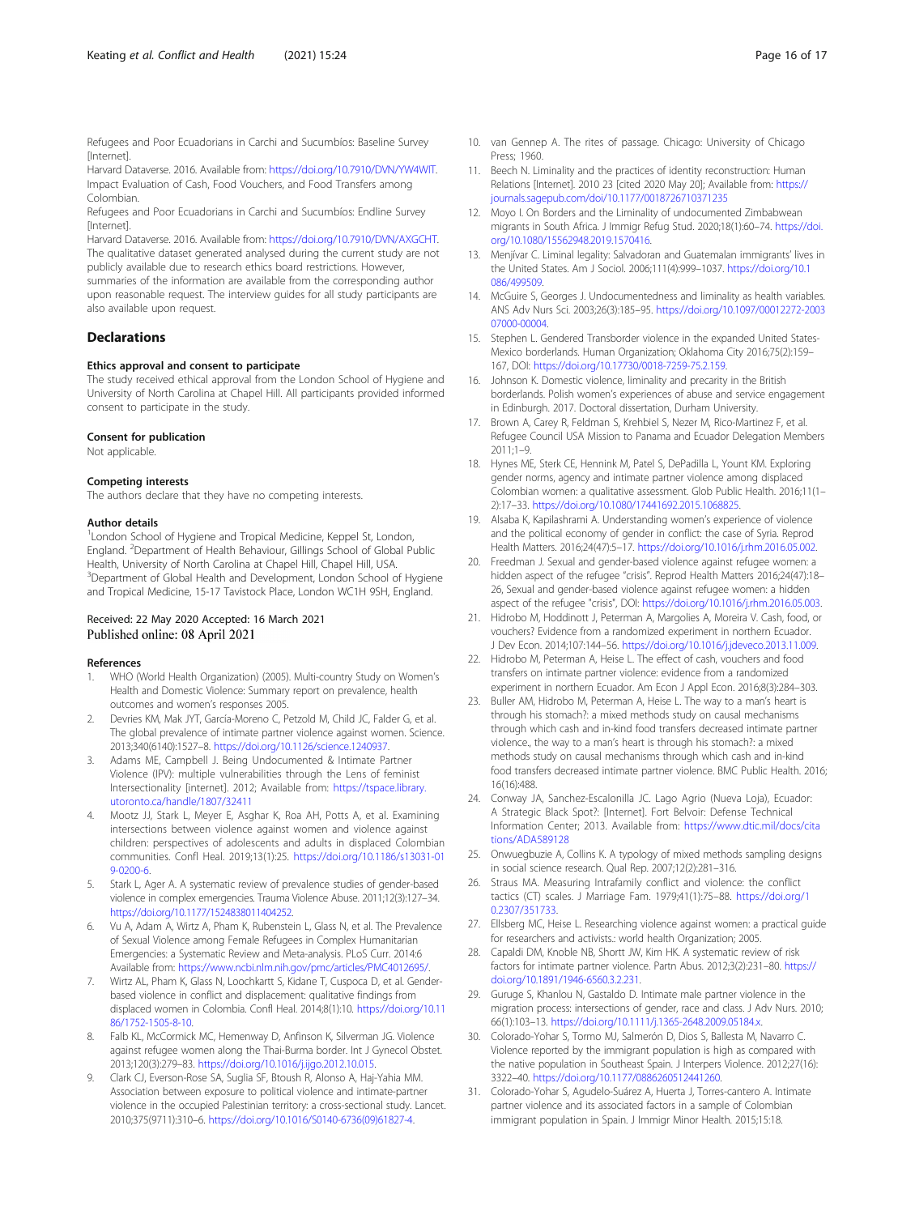Refugees and Poor Ecuadorians in Carchi and Sucumbíos: Baseline Survey [Internet].
Harvard Dataverse. 2016. Available from: https://doi.org/10.7910/DVN/YW4WIT.
Impact Evaluation of Cash, Food Vouchers, and Food Transfers among Colombian.
Refugees and Poor Ecuadorians in Carchi and Sucumbíos: Endline Survey [Internet].
Harvard Dataverse. 2016. Available from: https://doi.org/10.7910/DVN/AXGCHT.
The qualitative dataset generated analysed during the current study are not publicly available due to research ethics board restrictions. However, summaries of the information are available from the corresponding author upon reasonable request. The interview guides for all study participants are also available upon request.

## Declarations

### Ethics approval and consent to participate

The study received ethical approval from the London School of Hygiene and University of North Carolina at Chapel Hill. All participants provided informed consent to participate in the study.

### Consent for publication

Not applicable.

### Competing interests

The authors declare that they have no competing interests.

### Author details

[1]London School of Hygiene and Tropical Medicine, Keppel St, London, England. [2]Department of Health Behaviour, Gillings School of Global Public Health, University of North Carolina at Chapel Hill, Chapel Hill, USA. [3]Department of Global Health and Development, London School of Hygiene and Tropical Medicine, 15-17 Tavistock Place, London WC1H 9SH, England.

Received: 22 May 2020 Accepted: 16 March 2021
Published online: 08 April 2021

### References

1. WHO (World Health Organization) (2005). Multi-country Study on Women's Health and Domestic Violence: Summary report on prevalence, health outcomes and women's responses 2005.
2. Devries KM, Mak JYT, García-Moreno C, Petzold M, Child JC, Falder G, et al. The global prevalence of intimate partner violence against women. Science. 2013;340(6140):1527–8. https://doi.org/10.1126/science.1240937.
3. Adams ME, Campbell J. Being Undocumented & Intimate Partner Violence (IPV): multiple vulnerabilities through the Lens of feminist Intersectionality [internet]. 2012; Available from: https://tspace.library.utoronto.ca/handle/1807/32411
4. Mootz JJ, Stark L, Meyer E, Asghar K, Roa AH, Potts A, et al. Examining intersections between violence against women and violence against children: perspectives of adolescents and adults in displaced Colombian communities. Confl Heal. 2019;13(1):25. https://doi.org/10.1186/s13031-019-0200-6.
5. Stark L, Ager A. A systematic review of prevalence studies of gender-based violence in complex emergencies. Trauma Violence Abuse. 2011;12(3):127–34. https://doi.org/10.1177/1524838011404252.
6. Vu A, Adam A, Wirtz A, Pham K, Rubenstein L, Glass N, et al. The Prevalence of Sexual Violence among Female Refugees in Complex Humanitarian Emergencies: a Systematic Review and Meta-analysis. PLoS Curr. 2014:6 Available from: https://www.ncbi.nlm.nih.gov/pmc/articles/PMC4012695/.
7. Wirtz AL, Pham K, Glass N, Loochkartt S, Kidane T, Cuspoca D, et al. Gender-based violence in conflict and displacement: qualitative findings from displaced women in Colombia. Confl Heal. 2014;8(1):10. https://doi.org/10.1186/1752-1505-8-10.
8. Falb KL, McCormick MC, Hemenway D, Anfinson K, Silverman JG. Violence against refugee women along the Thai-Burma border. Int J Gynecol Obstet. 2013;120(3):279–83. https://doi.org/10.1016/j.ijgo.2012.10.015.
9. Clark CJ, Everson-Rose SA, Suglia SF, Btoush R, Alonso A, Haj-Yahia MM. Association between exposure to political violence and intimate-partner violence in the occupied Palestinian territory: a cross-sectional study. Lancet. 2010;375(9711):310–6. https://doi.org/10.1016/S0140-6736(09)61827-4.
10. van Gennep A. The rites of passage. Chicago: University of Chicago Press; 1960.
11. Beech N. Liminality and the practices of identity reconstruction: Human Relations [Internet]. 2010 23 [cited 2020 May 20]; Available from: https://journals.sagepub.com/doi/10.1177/0018726710371235
12. Moyo I. On Borders and the Liminality of undocumented Zimbabwean migrants in South Africa. J Immigr Refug Stud. 2020;18(1):60–74. https://doi.org/10.1080/15562948.2019.1570416.
13. Menjívar C. Liminal legality: Salvadoran and Guatemalan immigrants' lives in the United States. Am J Sociol. 2006;111(4):999–1037. https://doi.org/10.1086/499509.
14. McGuire S, Georges J. Undocumentedness and liminality as health variables. ANS Adv Nurs Sci. 2003;26(3):185–95. https://doi.org/10.1097/00012272-200307000-00004.
15. Stephen L. Gendered Transborder violence in the expanded United States-Mexico borderlands. Human Organization; Oklahoma City 2016;75(2):159–167, DOI: https://doi.org/10.17730/0018-7259-75.2.159.
16. Johnson K. Domestic violence, liminality and precarity in the British borderlands. Polish women's experiences of abuse and service engagement in Edinburgh. 2017. Doctoral dissertation, Durham University.
17. Brown A, Carey R, Feldman S, Krehbiel S, Nezer M, Rico-Martinez F, et al. Refugee Council USA Mission to Panama and Ecuador Delegation Members 2011;1–9.
18. Hynes ME, Sterk CE, Hennink M, Patel S, DePadilla L, Yount KM. Exploring gender norms, agency and intimate partner violence among displaced Colombian women: a qualitative assessment. Glob Public Health. 2016;11(1–2):17–33. https://doi.org/10.1080/17441692.2015.1068825.
19. Alsaba K, Kapilashrami A. Understanding women's experience of violence and the political economy of gender in conflict: the case of Syria. Reprod Health Matters. 2016;24(47):5–17. https://doi.org/10.1016/j.rhm.2016.05.002.
20. Freedman J. Sexual and gender-based violence against refugee women: a hidden aspect of the refugee "crisis". Reprod Health Matters 2016;24(47):18–26, Sexual and gender-based violence against refugee women: a hidden aspect of the refugee "crisis", DOI: https://doi.org/10.1016/j.rhm.2016.05.003.
21. Hidrobo M, Hoddinott J, Peterman A, Margolies A, Moreira V. Cash, food, or vouchers? Evidence from a randomized experiment in northern Ecuador. J Dev Econ. 2014;107:144–56. https://doi.org/10.1016/j.jdeveco.2013.11.009.
22. Hidrobo M, Peterman A, Heise L. The effect of cash, vouchers and food transfers on intimate partner violence: evidence from a randomized experiment in northern Ecuador. Am Econ J Appl Econ. 2016;8(3):284–303.
23. Buller AM, Hidrobo M, Peterman A, Heise L. The way to a man's heart is through his stomach?: a mixed methods study on causal mechanisms through which cash and in-kind food transfers decreased intimate partner violence., the way to a man's heart is through his stomach?: a mixed methods study on causal mechanisms through which cash and in-kind food transfers decreased intimate partner violence. BMC Public Health. 2016;16(16):488.
24. Conway JA, Sanchez-Escalonilla JC. Lago Agrio (Nueva Loja), Ecuador: A Strategic Black Spot?: [Internet]. Fort Belvoir: Defense Technical Information Center; 2013. Available from: https://www.dtic.mil/docs/citations/ADA589128
25. Onwuegbuzie A, Collins K. A typology of mixed methods sampling designs in social science research. Qual Rep. 2007;12(2):281–316.
26. Straus MA. Measuring Intrafamily conflict and violence: the conflict tactics (CT) scales. J Marriage Fam. 1979;41(1):75–88. https://doi.org/10.2307/351733.
27. Ellsberg MC, Heise L. Researching violence against women: a practical guide for researchers and activists.: world health Organization; 2005.
28. Capaldi DM, Knoble NB, Shortt JW, Kim HK. A systematic review of risk factors for intimate partner violence. Partn Abus. 2012;3(2):231–80. https://doi.org/10.1891/1946-6560.3.2.231.
29. Guruge S, Khanlou N, Gastaldo D. Intimate male partner violence in the migration process: intersections of gender, race and class. J Adv Nurs. 2010;66(1):103–13. https://doi.org/10.1111/j.1365-2648.2009.05184.x.
30. Colorado-Yohar S, Tormo MJ, Salmerón D, Dios S, Ballesta M, Navarro C. Violence reported by the immigrant population is high as compared with the native population in Southeast Spain. J Interpers Violence. 2012;27(16):3322–40. https://doi.org/10.1177/0886260512441260.
31. Colorado-Yohar S, Agudelo-Suárez A, Huerta J, Torres-cantero A. Intimate partner violence and its associated factors in a sample of Colombian immigrant population in Spain. J Immigr Minor Health. 2015;15:18.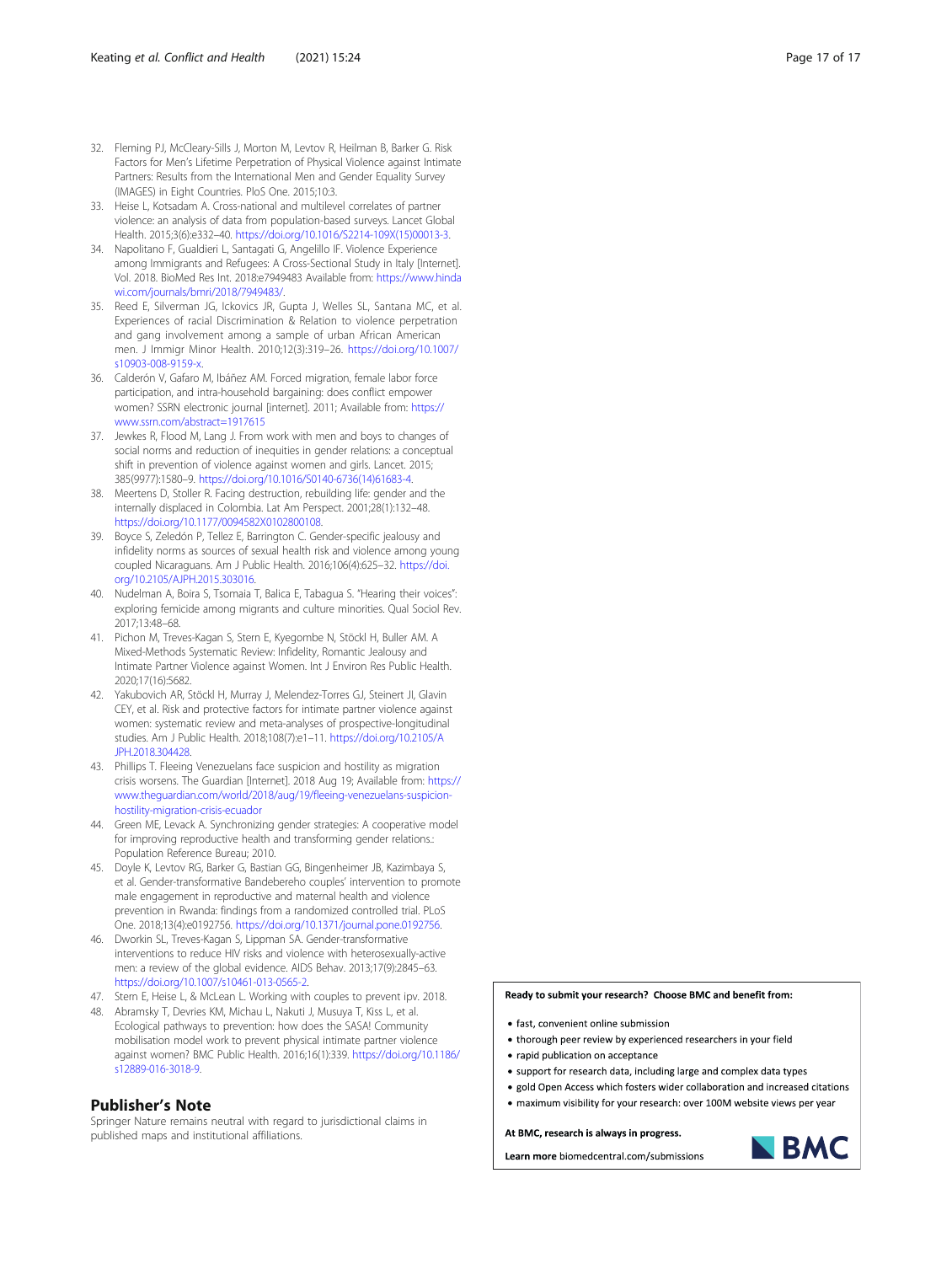32. Fleming PJ, McCleary-Sills J, Morton M, Levtov R, Heilman B, Barker G. Risk Factors for Men's Lifetime Perpetration of Physical Violence against Intimate Partners: Results from the International Men and Gender Equality Survey (IMAGES) in Eight Countries. PloS One. 2015;10:3.
33. Heise L, Kotsadam A. Cross-national and multilevel correlates of partner violence: an analysis of data from population-based surveys. Lancet Global Health. 2015;3(6):e332–40. https://doi.org/10.1016/S2214-109X(15)00013-3.
34. Napolitano F, Gualdieri L, Santagati G, Angelillo IF. Violence Experience among Immigrants and Refugees: A Cross-Sectional Study in Italy [Internet]. Vol. 2018. BioMed Res Int. 2018:e7949483 Available from: https://www.hindawi.com/journals/bmri/2018/7949483/.
35. Reed E, Silverman JG, Ickovics JR, Gupta J, Welles SL, Santana MC, et al. Experiences of racial Discrimination & Relation to violence perpetration and gang involvement among a sample of urban African American men. J Immigr Minor Health. 2010;12(3):319–26. https://doi.org/10.1007/s10903-008-9159-x.
36. Calderón V, Gafaro M, Ibáñez AM. Forced migration, female labor force participation, and intra-household bargaining: does conflict empower women? SSRN electronic journal [internet]. 2011; Available from: https://www.ssrn.com/abstract=1917615
37. Jewkes R, Flood M, Lang J. From work with men and boys to changes of social norms and reduction of inequities in gender relations: a conceptual shift in prevention of violence against women and girls. Lancet. 2015; 385(9977):1580–9. https://doi.org/10.1016/S0140-6736(14)61683-4.
38. Meertens D, Stoller R. Facing destruction, rebuilding life: gender and the internally displaced in Colombia. Lat Am Perspect. 2001;28(1):132–48. https://doi.org/10.1177/0094582X0102800108.
39. Boyce S, Zeledón P, Tellez E, Barrington C. Gender-specific jealousy and infidelity norms as sources of sexual health risk and violence among young coupled Nicaraguans. Am J Public Health. 2016;106(4):625–32. https://doi.org/10.2105/AJPH.2015.303016.
40. Nudelman A, Boira S, Tsomaia T, Balica E, Tabagua S. "Hearing their voices": exploring femicide among migrants and culture minorities. Qual Sociol Rev. 2017;13:48–68.
41. Pichon M, Treves-Kagan S, Stern E, Kyegombe N, Stöckl H, Buller AM. A Mixed-Methods Systematic Review: Infidelity, Romantic Jealousy and Intimate Partner Violence against Women. Int J Environ Res Public Health. 2020;17(16):5682.
42. Yakubovich AR, Stöckl H, Murray J, Melendez-Torres GJ, Steinert JI, Glavin CEY, et al. Risk and protective factors for intimate partner violence against women: systematic review and meta-analyses of prospective-longitudinal studies. Am J Public Health. 2018;108(7):e1–11. https://doi.org/10.2105/AJPH.2018.304428.
43. Phillips T. Fleeing Venezuelans face suspicion and hostility as migration crisis worsens. The Guardian [Internet]. 2018 Aug 19; Available from: https://www.theguardian.com/world/2018/aug/19/fleeing-venezuelans-suspicion-hostility-migration-crisis-ecuador
44. Green ME, Levack A. Synchronizing gender strategies: A cooperative model for improving reproductive health and transforming gender relations.: Population Reference Bureau; 2010.
45. Doyle K, Levtov RG, Barker G, Bastian GG, Bingenheimer JB, Kazimbaya S, et al. Gender-transformative Bandebereho couples' intervention to promote male engagement in reproductive and maternal health and violence prevention in Rwanda: findings from a randomized controlled trial. PLoS One. 2018;13(4):e0192756. https://doi.org/10.1371/journal.pone.0192756.
46. Dworkin SL, Treves-Kagan S, Lippman SA. Gender-transformative interventions to reduce HIV risks and violence with heterosexually-active men: a review of the global evidence. AIDS Behav. 2013;17(9):2845–63. https://doi.org/10.1007/s10461-013-0565-2.
47. Stern E, Heise L, & McLean L. Working with couples to prevent ipv. 2018.
48. Abramsky T, Devries KM, Michau L, Nakuti J, Musuya T, Kiss L, et al. Ecological pathways to prevention: how does the SASA! Community mobilisation model work to prevent physical intimate partner violence against women? BMC Public Health. 2016;16(1):339. https://doi.org/10.1186/s12889-016-3018-9.

## Publisher's Note

Springer Nature remains neutral with regard to jurisdictional claims in published maps and institutional affiliations.

**Ready to submit your research? Choose BMC and benefit from:**

- fast, convenient online submission
- thorough peer review by experienced researchers in your field
- rapid publication on acceptance
- support for research data, including large and complex data types
- gold Open Access which fosters wider collaboration and increased citations
- maximum visibility for your research: over 100M website views per year

**At BMC, research is always in progress.**

**Learn more** biomedcentral.com/submissions

BMC